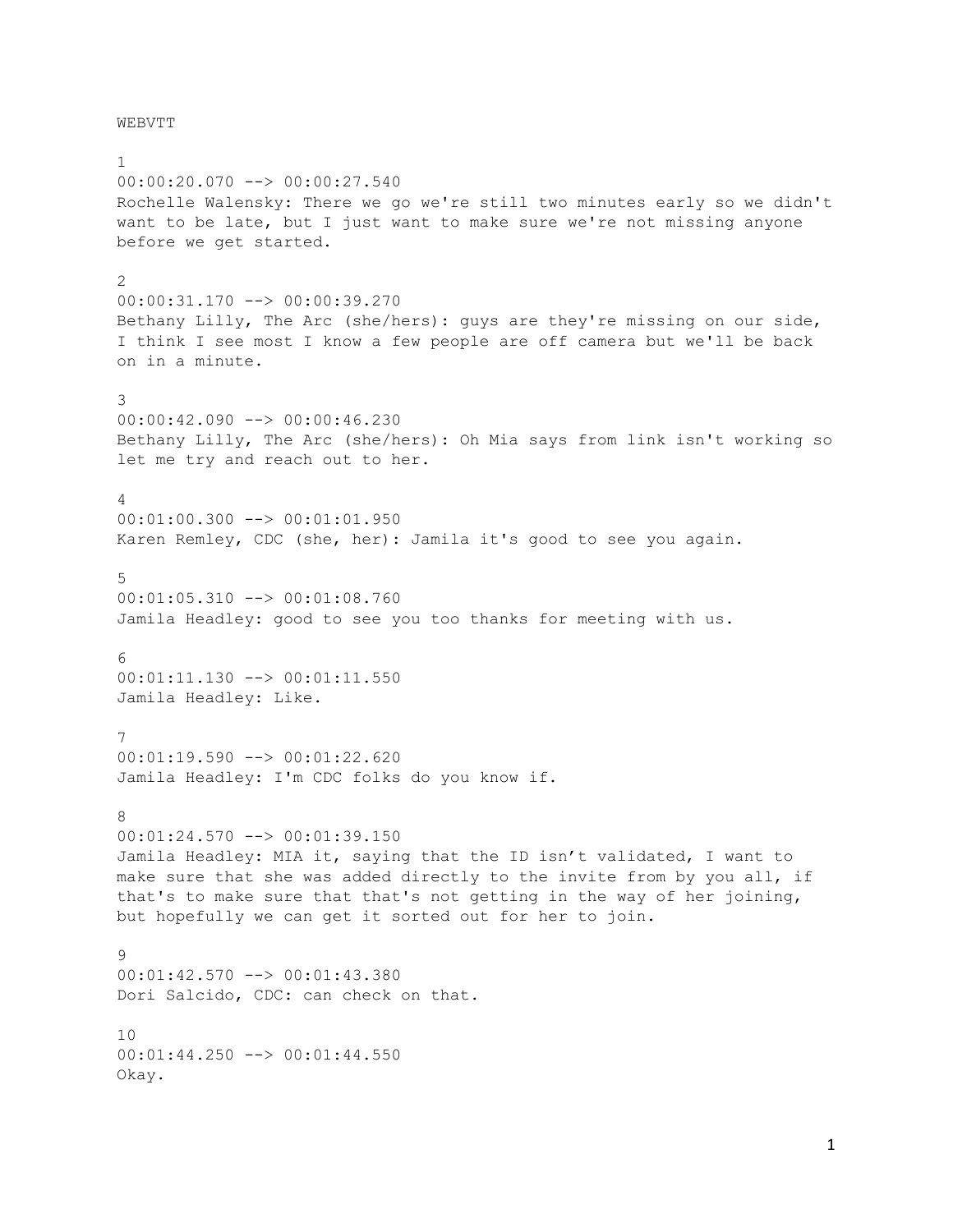WEBVTT

1
00:00:20.070 --> 00:00:27.540
Rochelle Walensky: There we go we're still two minutes early so we didn't want to be late, but I just want to make sure we're not missing anyone before we get started.

2
00:00:31.170 --> 00:00:39.270
Bethany Lilly, The Arc (she/hers): guys are they're missing on our side, I think I see most I know a few people are off camera but we'll be back on in a minute.

3
00:00:42.090 --> 00:00:46.230
Bethany Lilly, The Arc (she/hers): Oh Mia says from link isn't working so let me try and reach out to her.

4
00:01:00.300 --> 00:01:01.950
Karen Remley, CDC (she, her): Jamila it's good to see you again.

5
00:01:05.310 --> 00:01:08.760
Jamila Headley: good to see you too thanks for meeting with us.

6
00:01:11.130 --> 00:01:11.550
Jamila Headley: Like.

7
00:01:19.590 --> 00:01:22.620
Jamila Headley: I'm CDC folks do you know if.

8
00:01:24.570 --> 00:01:39.150
Jamila Headley: MIA it, saying that the ID isn't validated, I want to make sure that she was added directly to the invite from by you all, if that's to make sure that that's not getting in the way of her joining, but hopefully we can get it sorted out for her to join.

9
00:01:42.570 --> 00:01:43.380
Dori Salcido, CDC: can check on that.

10
00:01:44.250 --> 00:01:44.550
Okay.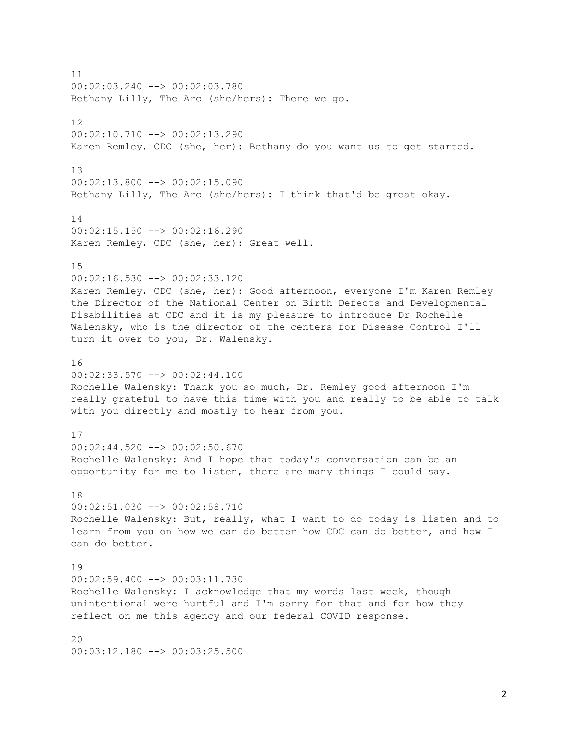11
00:02:03.240 --> 00:02:03.780
Bethany Lilly, The Arc (she/hers): There we go.

12
00:02:10.710 --> 00:02:13.290
Karen Remley, CDC (she, her): Bethany do you want us to get started.

13
00:02:13.800 --> 00:02:15.090
Bethany Lilly, The Arc (she/hers): I think that'd be great okay.

14
00:02:15.150 --> 00:02:16.290
Karen Remley, CDC (she, her): Great well.

15
00:02:16.530 --> 00:02:33.120
Karen Remley, CDC (she, her): Good afternoon, everyone I'm Karen Remley the Director of the National Center on Birth Defects and Developmental Disabilities at CDC and it is my pleasure to introduce Dr Rochelle Walensky, who is the director of the centers for Disease Control I'll turn it over to you, Dr. Walensky.

16
00:02:33.570 --> 00:02:44.100
Rochelle Walensky: Thank you so much, Dr. Remley good afternoon I'm really grateful to have this time with you and really to be able to talk with you directly and mostly to hear from you.

17
00:02:44.520 --> 00:02:50.670
Rochelle Walensky: And I hope that today's conversation can be an opportunity for me to listen, there are many things I could say.

18
00:02:51.030 --> 00:02:58.710
Rochelle Walensky: But, really, what I want to do today is listen and to learn from you on how we can do better how CDC can do better, and how I can do better.

19
00:02:59.400 --> 00:03:11.730
Rochelle Walensky: I acknowledge that my words last week, though unintentional were hurtful and I'm sorry for that and for how they reflect on me this agency and our federal COVID response.

20
00:03:12.180 --> 00:03:25.500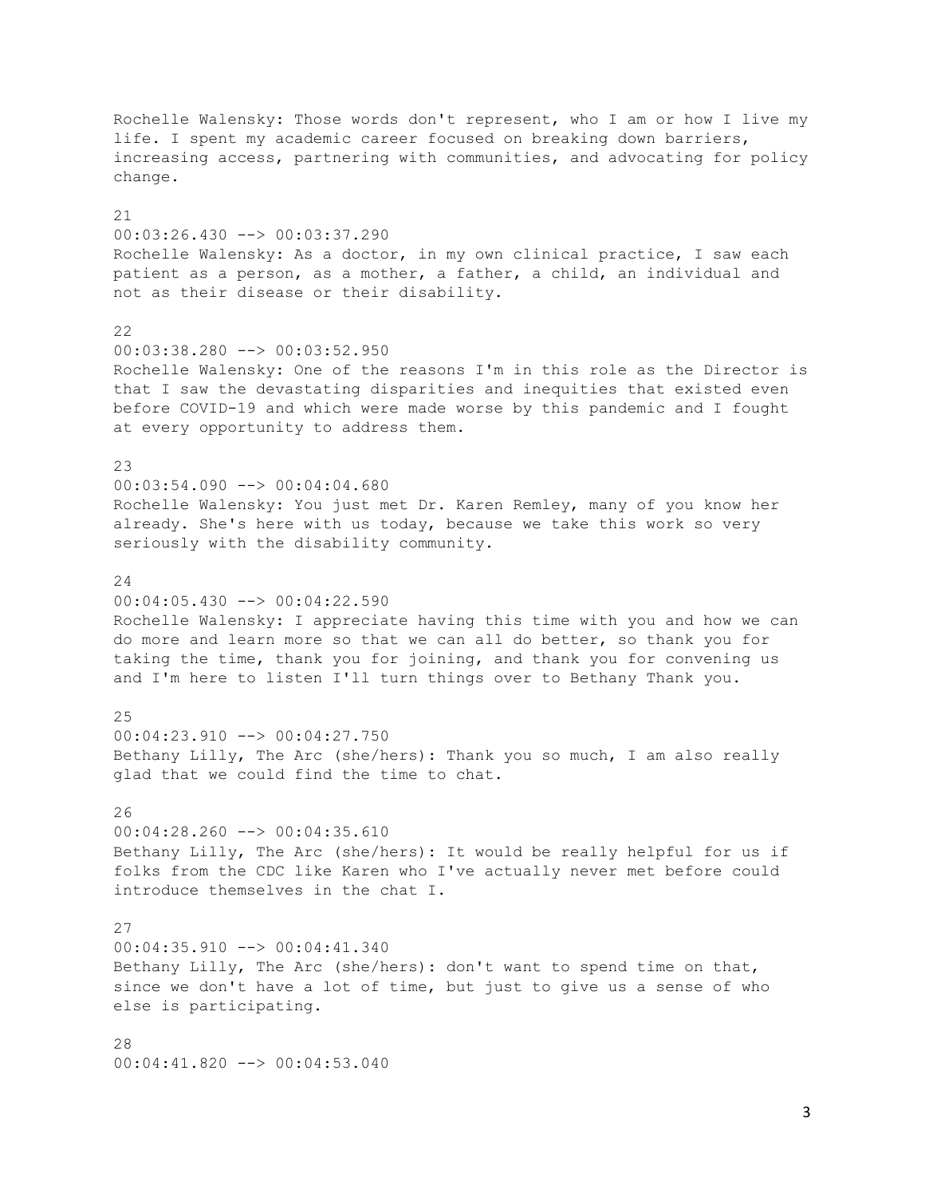Rochelle Walensky: Those words don't represent, who I am or how I live my life. I spent my academic career focused on breaking down barriers, increasing access, partnering with communities, and advocating for policy change.

21
00:03:26.430 --> 00:03:37.290
Rochelle Walensky: As a doctor, in my own clinical practice, I saw each patient as a person, as a mother, a father, a child, an individual and not as their disease or their disability.

22
00:03:38.280 --> 00:03:52.950
Rochelle Walensky: One of the reasons I'm in this role as the Director is that I saw the devastating disparities and inequities that existed even before COVID-19 and which were made worse by this pandemic and I fought at every opportunity to address them.

23
00:03:54.090 --> 00:04:04.680
Rochelle Walensky: You just met Dr. Karen Remley, many of you know her already. She's here with us today, because we take this work so very seriously with the disability community.

24
00:04:05.430 --> 00:04:22.590
Rochelle Walensky: I appreciate having this time with you and how we can do more and learn more so that we can all do better, so thank you for taking the time, thank you for joining, and thank you for convening us and I'm here to listen I'll turn things over to Bethany Thank you.

25
00:04:23.910 --> 00:04:27.750
Bethany Lilly, The Arc (she/hers): Thank you so much, I am also really glad that we could find the time to chat.

26
00:04:28.260 --> 00:04:35.610
Bethany Lilly, The Arc (she/hers): It would be really helpful for us if folks from the CDC like Karen who I've actually never met before could introduce themselves in the chat I.

27
00:04:35.910 --> 00:04:41.340
Bethany Lilly, The Arc (she/hers): don't want to spend time on that, since we don't have a lot of time, but just to give us a sense of who else is participating.

28
00:04:41.820 --> 00:04:53.040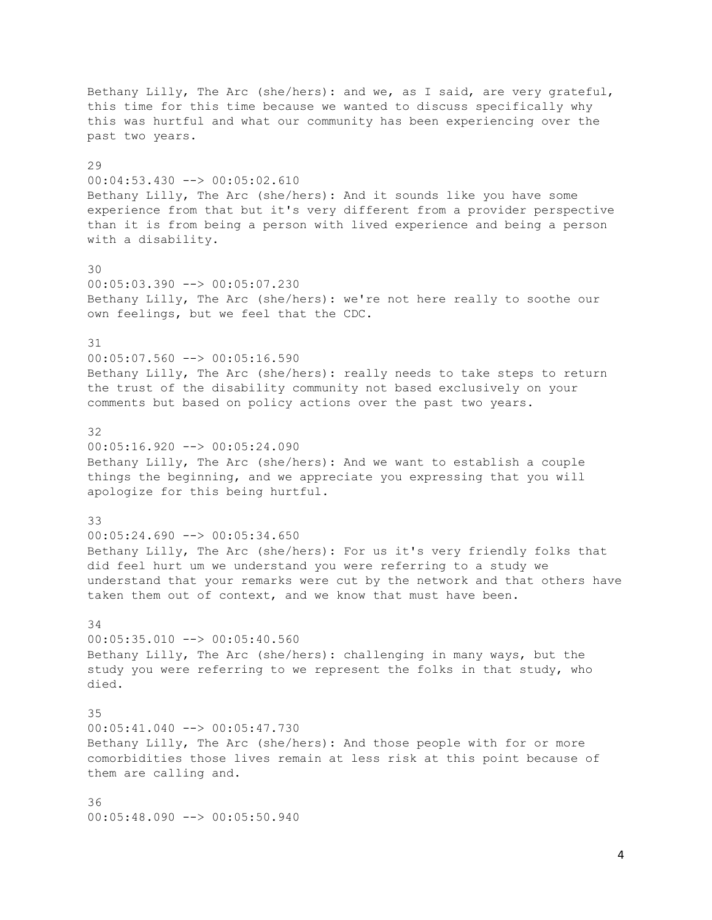Bethany Lilly, The Arc (she/hers): and we, as I said, are very grateful, this time for this time because we wanted to discuss specifically why this was hurtful and what our community has been experiencing over the past two years.

29
00:04:53.430 --> 00:05:02.610
Bethany Lilly, The Arc (she/hers): And it sounds like you have some experience from that but it's very different from a provider perspective than it is from being a person with lived experience and being a person with a disability.

30
00:05:03.390 --> 00:05:07.230
Bethany Lilly, The Arc (she/hers): we're not here really to soothe our own feelings, but we feel that the CDC.

31
00:05:07.560 --> 00:05:16.590
Bethany Lilly, The Arc (she/hers): really needs to take steps to return the trust of the disability community not based exclusively on your comments but based on policy actions over the past two years.

32
00:05:16.920 --> 00:05:24.090
Bethany Lilly, The Arc (she/hers): And we want to establish a couple things the beginning, and we appreciate you expressing that you will apologize for this being hurtful.

33
00:05:24.690 --> 00:05:34.650
Bethany Lilly, The Arc (she/hers): For us it's very friendly folks that did feel hurt um we understand you were referring to a study we understand that your remarks were cut by the network and that others have taken them out of context, and we know that must have been.

34
00:05:35.010 --> 00:05:40.560
Bethany Lilly, The Arc (she/hers): challenging in many ways, but the study you were referring to we represent the folks in that study, who died.

35
00:05:41.040 --> 00:05:47.730
Bethany Lilly, The Arc (she/hers): And those people with for or more comorbidities those lives remain at less risk at this point because of them are calling and.

36
00:05:48.090 --> 00:05:50.940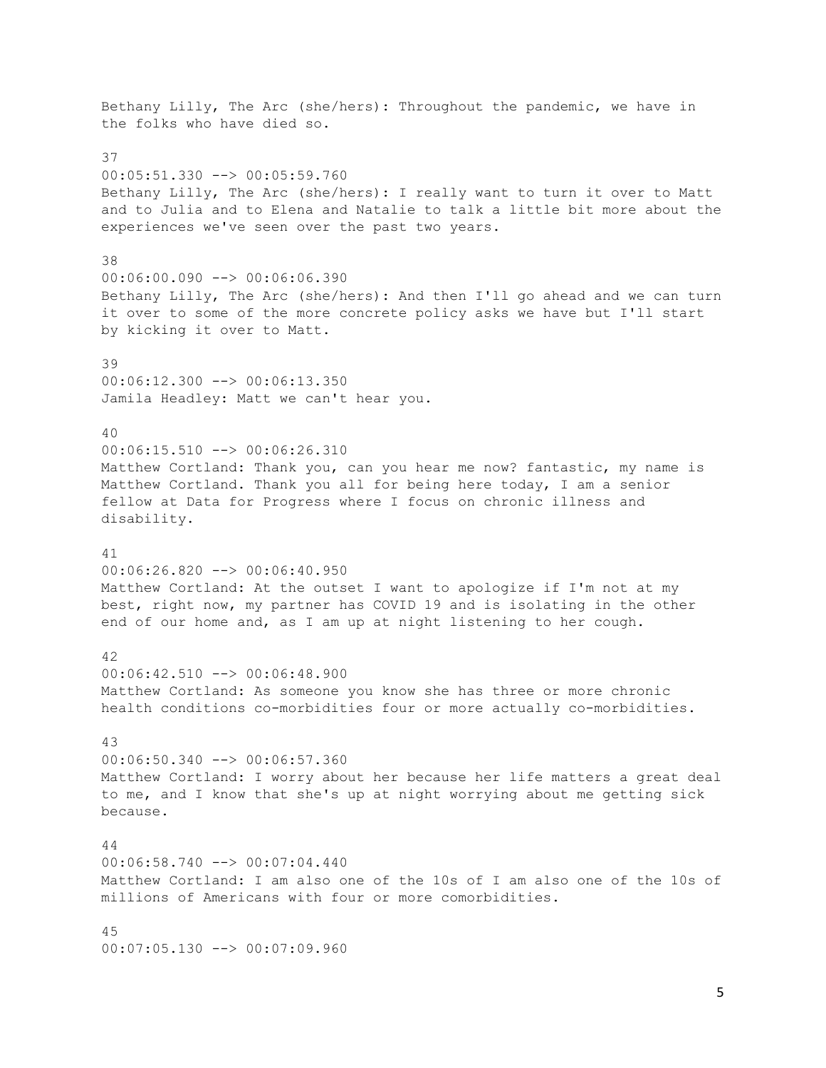Bethany Lilly, The Arc (she/hers): Throughout the pandemic, we have in the folks who have died so.

37
00:05:51.330 --> 00:05:59.760
Bethany Lilly, The Arc (she/hers): I really want to turn it over to Matt and to Julia and to Elena and Natalie to talk a little bit more about the experiences we've seen over the past two years.

38
00:06:00.090 --> 00:06:06.390
Bethany Lilly, The Arc (she/hers): And then I'll go ahead and we can turn it over to some of the more concrete policy asks we have but I'll start by kicking it over to Matt.

39
00:06:12.300 --> 00:06:13.350
Jamila Headley: Matt we can't hear you.

40
00:06:15.510 --> 00:06:26.310
Matthew Cortland: Thank you, can you hear me now? fantastic, my name is Matthew Cortland. Thank you all for being here today, I am a senior fellow at Data for Progress where I focus on chronic illness and disability.

41
00:06:26.820 --> 00:06:40.950
Matthew Cortland: At the outset I want to apologize if I'm not at my best, right now, my partner has COVID 19 and is isolating in the other end of our home and, as I am up at night listening to her cough.

42
00:06:42.510 --> 00:06:48.900
Matthew Cortland: As someone you know she has three or more chronic health conditions co-morbidities four or more actually co-morbidities.

43
00:06:50.340 --> 00:06:57.360
Matthew Cortland: I worry about her because her life matters a great deal to me, and I know that she's up at night worrying about me getting sick because.

44
00:06:58.740 --> 00:07:04.440
Matthew Cortland: I am also one of the 10s of I am also one of the 10s of millions of Americans with four or more comorbidities.

45
00:07:05.130 --> 00:07:09.960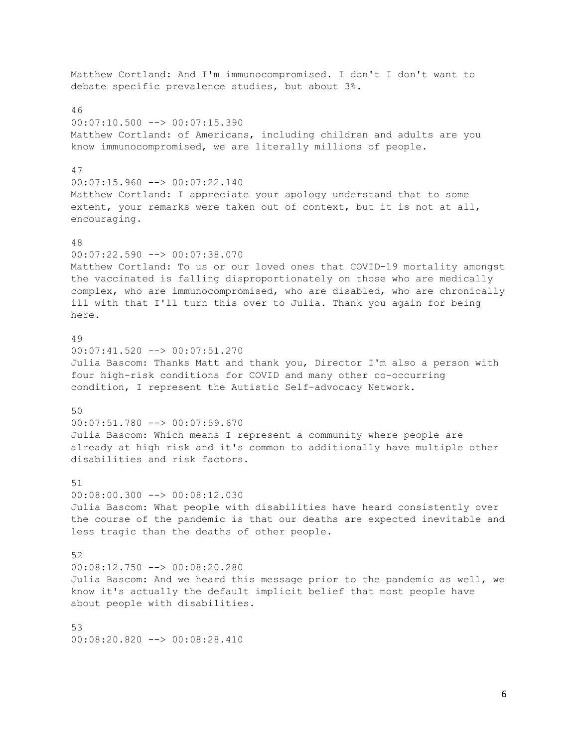Matthew Cortland: And I'm immunocompromised. I don't I don't want to debate specific prevalence studies, but about 3%.

46
00:07:10.500 --> 00:07:15.390
Matthew Cortland: of Americans, including children and adults are you know immunocompromised, we are literally millions of people.

47
00:07:15.960 --> 00:07:22.140
Matthew Cortland: I appreciate your apology understand that to some extent, your remarks were taken out of context, but it is not at all, encouraging.

48
00:07:22.590 --> 00:07:38.070
Matthew Cortland: To us or our loved ones that COVID-19 mortality amongst the vaccinated is falling disproportionately on those who are medically complex, who are immunocompromised, who are disabled, who are chronically ill with that I'll turn this over to Julia. Thank you again for being here.

49
00:07:41.520 --> 00:07:51.270
Julia Bascom: Thanks Matt and thank you, Director I'm also a person with four high-risk conditions for COVID and many other co-occurring condition, I represent the Autistic Self-advocacy Network.

50
00:07:51.780 --> 00:07:59.670
Julia Bascom: Which means I represent a community where people are already at high risk and it's common to additionally have multiple other disabilities and risk factors.

51
00:08:00.300 --> 00:08:12.030
Julia Bascom: What people with disabilities have heard consistently over the course of the pandemic is that our deaths are expected inevitable and less tragic than the deaths of other people.

52
00:08:12.750 --> 00:08:20.280
Julia Bascom: And we heard this message prior to the pandemic as well, we know it's actually the default implicit belief that most people have about people with disabilities.

53
00:08:20.820 --> 00:08:28.410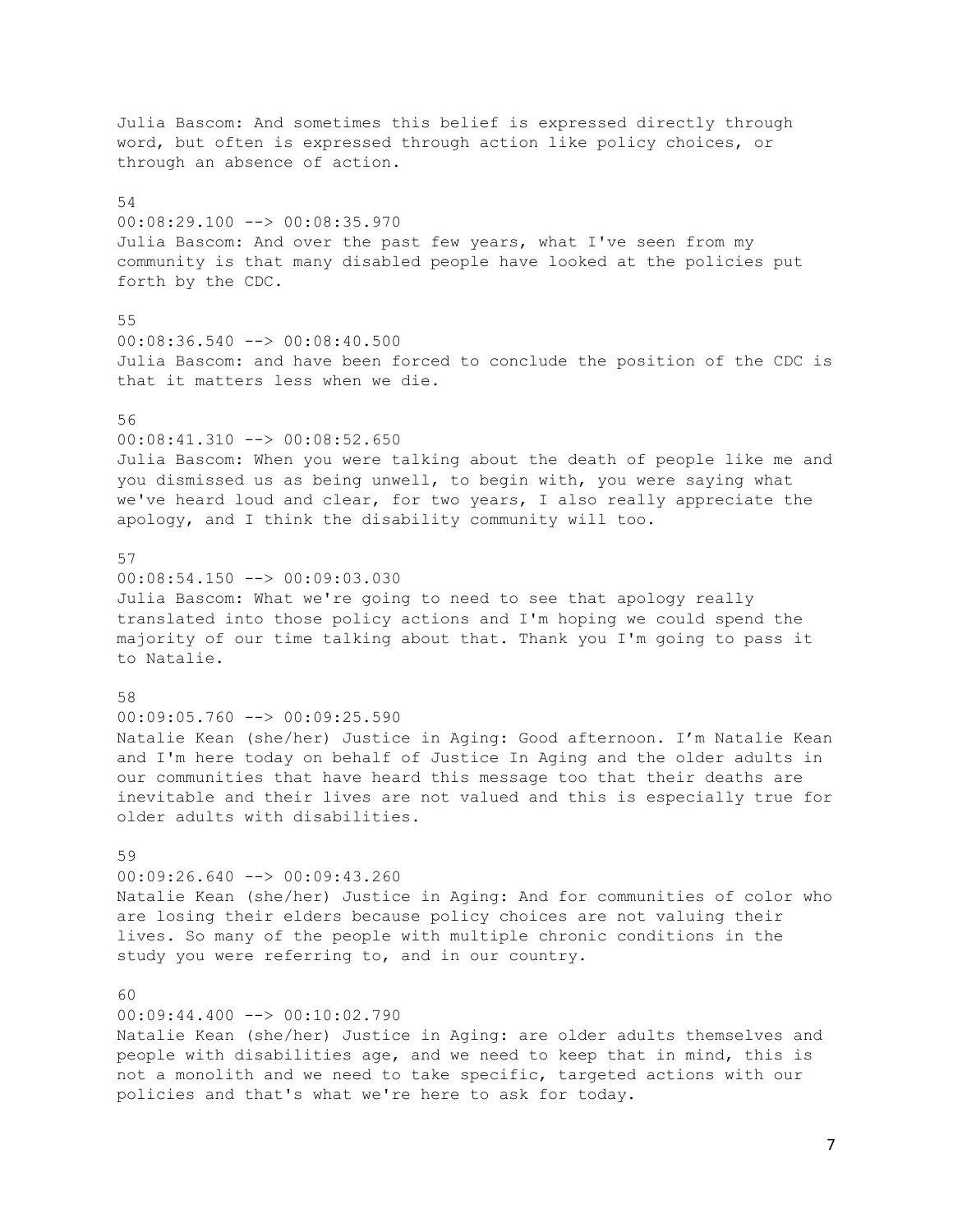Julia Bascom: And sometimes this belief is expressed directly through word, but often is expressed through action like policy choices, or through an absence of action.

54
00:08:29.100 --> 00:08:35.970
Julia Bascom: And over the past few years, what I've seen from my community is that many disabled people have looked at the policies put forth by the CDC.

55
00:08:36.540 --> 00:08:40.500
Julia Bascom: and have been forced to conclude the position of the CDC is that it matters less when we die.

56
00:08:41.310 --> 00:08:52.650
Julia Bascom: When you were talking about the death of people like me and you dismissed us as being unwell, to begin with, you were saying what we've heard loud and clear, for two years, I also really appreciate the apology, and I think the disability community will too.

57
00:08:54.150 --> 00:09:03.030
Julia Bascom: What we're going to need to see that apology really translated into those policy actions and I'm hoping we could spend the majority of our time talking about that. Thank you I'm going to pass it to Natalie.

58
00:09:05.760 --> 00:09:25.590
Natalie Kean (she/her) Justice in Aging: Good afternoon. I'm Natalie Kean and I'm here today on behalf of Justice In Aging and the older adults in our communities that have heard this message too that their deaths are inevitable and their lives are not valued and this is especially true for older adults with disabilities.

59
00:09:26.640 --> 00:09:43.260
Natalie Kean (she/her) Justice in Aging: And for communities of color who are losing their elders because policy choices are not valuing their lives. So many of the people with multiple chronic conditions in the study you were referring to, and in our country.

60
00:09:44.400 --> 00:10:02.790
Natalie Kean (she/her) Justice in Aging: are older adults themselves and people with disabilities age, and we need to keep that in mind, this is not a monolith and we need to take specific, targeted actions with our policies and that's what we're here to ask for today.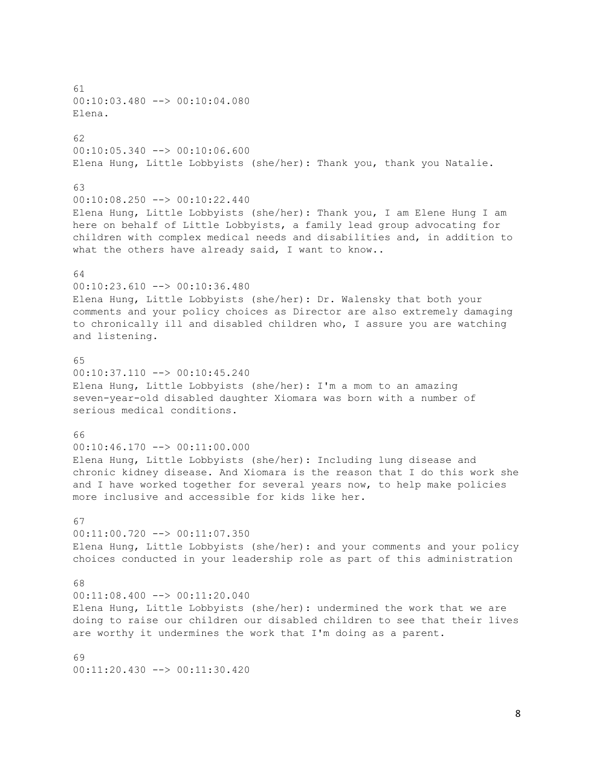61
00:10:03.480 --> 00:10:04.080
Elena.

62
00:10:05.340 --> 00:10:06.600
Elena Hung, Little Lobbyists (she/her): Thank you, thank you Natalie.

63
00:10:08.250 --> 00:10:22.440
Elena Hung, Little Lobbyists (she/her): Thank you, I am Elene Hung I am here on behalf of Little Lobbyists, a family lead group advocating for children with complex medical needs and disabilities and, in addition to what the others have already said, I want to know..

64
00:10:23.610 --> 00:10:36.480
Elena Hung, Little Lobbyists (she/her): Dr. Walensky that both your comments and your policy choices as Director are also extremely damaging to chronically ill and disabled children who, I assure you are watching and listening.

65
00:10:37.110 --> 00:10:45.240
Elena Hung, Little Lobbyists (she/her): I'm a mom to an amazing seven-year-old disabled daughter Xiomara was born with a number of serious medical conditions.

66
00:10:46.170 --> 00:11:00.000
Elena Hung, Little Lobbyists (she/her): Including lung disease and chronic kidney disease. And Xiomara is the reason that I do this work she and I have worked together for several years now, to help make policies more inclusive and accessible for kids like her.

67
00:11:00.720 --> 00:11:07.350
Elena Hung, Little Lobbyists (she/her): and your comments and your policy choices conducted in your leadership role as part of this administration

68
00:11:08.400 --> 00:11:20.040
Elena Hung, Little Lobbyists (she/her): undermined the work that we are doing to raise our children our disabled children to see that their lives are worthy it undermines the work that I'm doing as a parent.

69
00:11:20.430 --> 00:11:30.420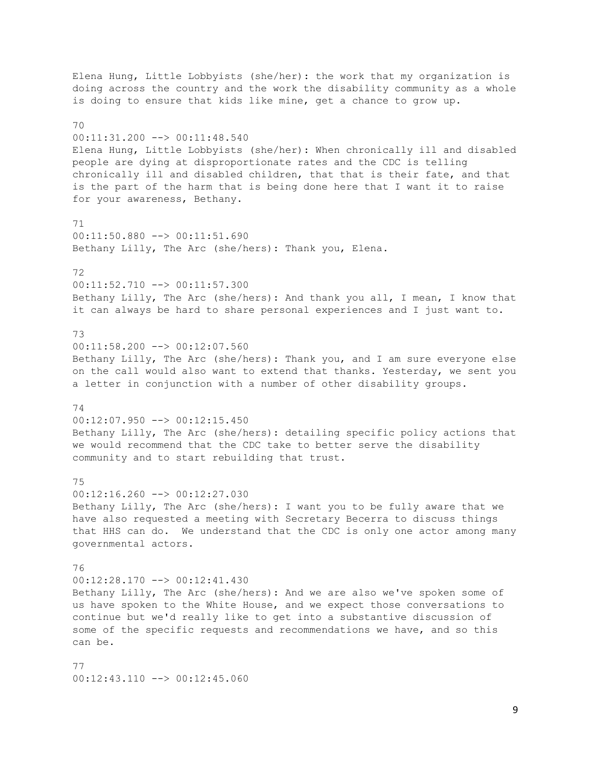Elena Hung, Little Lobbyists (she/her): the work that my organization is doing across the country and the work the disability community as a whole is doing to ensure that kids like mine, get a chance to grow up.

70
00:11:31.200 --> 00:11:48.540
Elena Hung, Little Lobbyists (she/her): When chronically ill and disabled people are dying at disproportionate rates and the CDC is telling chronically ill and disabled children, that that is their fate, and that is the part of the harm that is being done here that I want it to raise for your awareness, Bethany.

71
00:11:50.880 --> 00:11:51.690
Bethany Lilly, The Arc (she/hers): Thank you, Elena.

72
00:11:52.710 --> 00:11:57.300
Bethany Lilly, The Arc (she/hers): And thank you all, I mean, I know that it can always be hard to share personal experiences and I just want to.

73
00:11:58.200 --> 00:12:07.560
Bethany Lilly, The Arc (she/hers): Thank you, and I am sure everyone else on the call would also want to extend that thanks. Yesterday, we sent you a letter in conjunction with a number of other disability groups.

74
00:12:07.950 --> 00:12:15.450
Bethany Lilly, The Arc (she/hers): detailing specific policy actions that we would recommend that the CDC take to better serve the disability community and to start rebuilding that trust.

75
00:12:16.260 --> 00:12:27.030
Bethany Lilly, The Arc (she/hers): I want you to be fully aware that we have also requested a meeting with Secretary Becerra to discuss things that HHS can do. We understand that the CDC is only one actor among many governmental actors.

76
00:12:28.170 --> 00:12:41.430
Bethany Lilly, The Arc (she/hers): And we are also we've spoken some of us have spoken to the White House, and we expect those conversations to continue but we'd really like to get into a substantive discussion of some of the specific requests and recommendations we have, and so this can be.

77
00:12:43.110 --> 00:12:45.060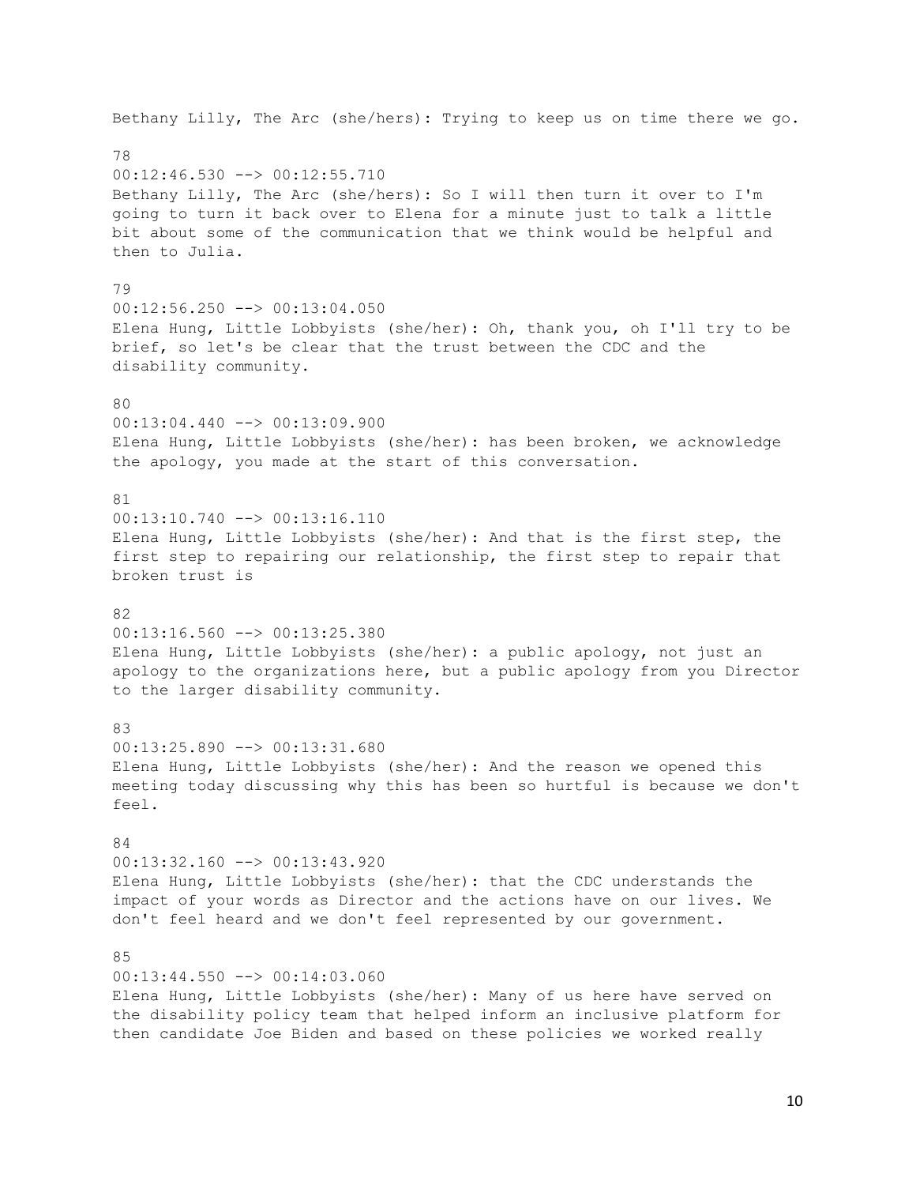Bethany Lilly, The Arc (she/hers): Trying to keep us on time there we go.

78
00:12:46.530 --> 00:12:55.710
Bethany Lilly, The Arc (she/hers): So I will then turn it over to I'm going to turn it back over to Elena for a minute just to talk a little bit about some of the communication that we think would be helpful and then to Julia.

79
00:12:56.250 --> 00:13:04.050
Elena Hung, Little Lobbyists (she/her): Oh, thank you, oh I'll try to be brief, so let's be clear that the trust between the CDC and the disability community.

80
00:13:04.440 --> 00:13:09.900
Elena Hung, Little Lobbyists (she/her): has been broken, we acknowledge the apology, you made at the start of this conversation.

81
00:13:10.740 --> 00:13:16.110
Elena Hung, Little Lobbyists (she/her): And that is the first step, the first step to repairing our relationship, the first step to repair that broken trust is

82
00:13:16.560 --> 00:13:25.380
Elena Hung, Little Lobbyists (she/her): a public apology, not just an apology to the organizations here, but a public apology from you Director to the larger disability community.

83
00:13:25.890 --> 00:13:31.680
Elena Hung, Little Lobbyists (she/her): And the reason we opened this meeting today discussing why this has been so hurtful is because we don't feel.

84
00:13:32.160 --> 00:13:43.920
Elena Hung, Little Lobbyists (she/her): that the CDC understands the impact of your words as Director and the actions have on our lives. We don't feel heard and we don't feel represented by our government.

85
00:13:44.550 --> 00:14:03.060
Elena Hung, Little Lobbyists (she/her): Many of us here have served on the disability policy team that helped inform an inclusive platform for then candidate Joe Biden and based on these policies we worked really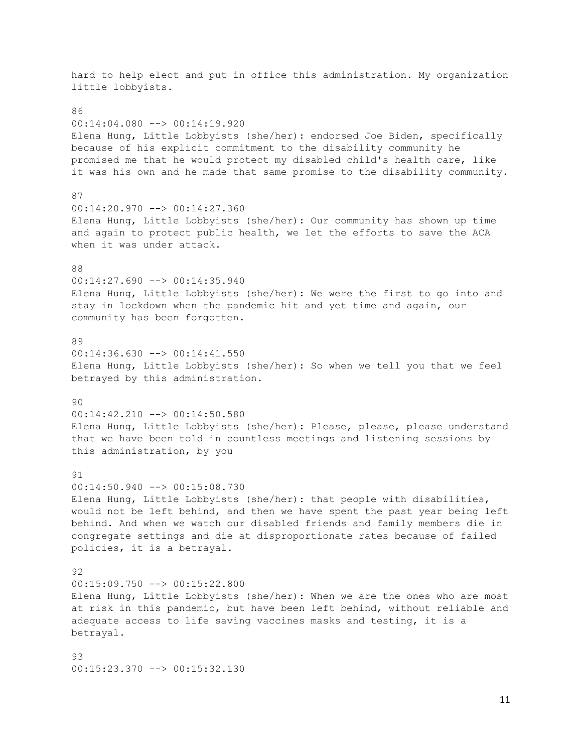hard to help elect and put in office this administration. My organization little lobbyists.

86
00:14:04.080 --> 00:14:19.920
Elena Hung, Little Lobbyists (she/her): endorsed Joe Biden, specifically because of his explicit commitment to the disability community he promised me that he would protect my disabled child's health care, like it was his own and he made that same promise to the disability community.

87
00:14:20.970 --> 00:14:27.360
Elena Hung, Little Lobbyists (she/her): Our community has shown up time and again to protect public health, we let the efforts to save the ACA when it was under attack.

88
00:14:27.690 --> 00:14:35.940
Elena Hung, Little Lobbyists (she/her): We were the first to go into and stay in lockdown when the pandemic hit and yet time and again, our community has been forgotten.

89
00:14:36.630 --> 00:14:41.550
Elena Hung, Little Lobbyists (she/her): So when we tell you that we feel betrayed by this administration.

90
00:14:42.210 --> 00:14:50.580
Elena Hung, Little Lobbyists (she/her): Please, please, please understand that we have been told in countless meetings and listening sessions by this administration, by you

91
00:14:50.940 --> 00:15:08.730
Elena Hung, Little Lobbyists (she/her): that people with disabilities, would not be left behind, and then we have spent the past year being left behind. And when we watch our disabled friends and family members die in congregate settings and die at disproportionate rates because of failed policies, it is a betrayal.

92
00:15:09.750 --> 00:15:22.800
Elena Hung, Little Lobbyists (she/her): When we are the ones who are most at risk in this pandemic, but have been left behind, without reliable and adequate access to life saving vaccines masks and testing, it is a betrayal.

93
00:15:23.370 --> 00:15:32.130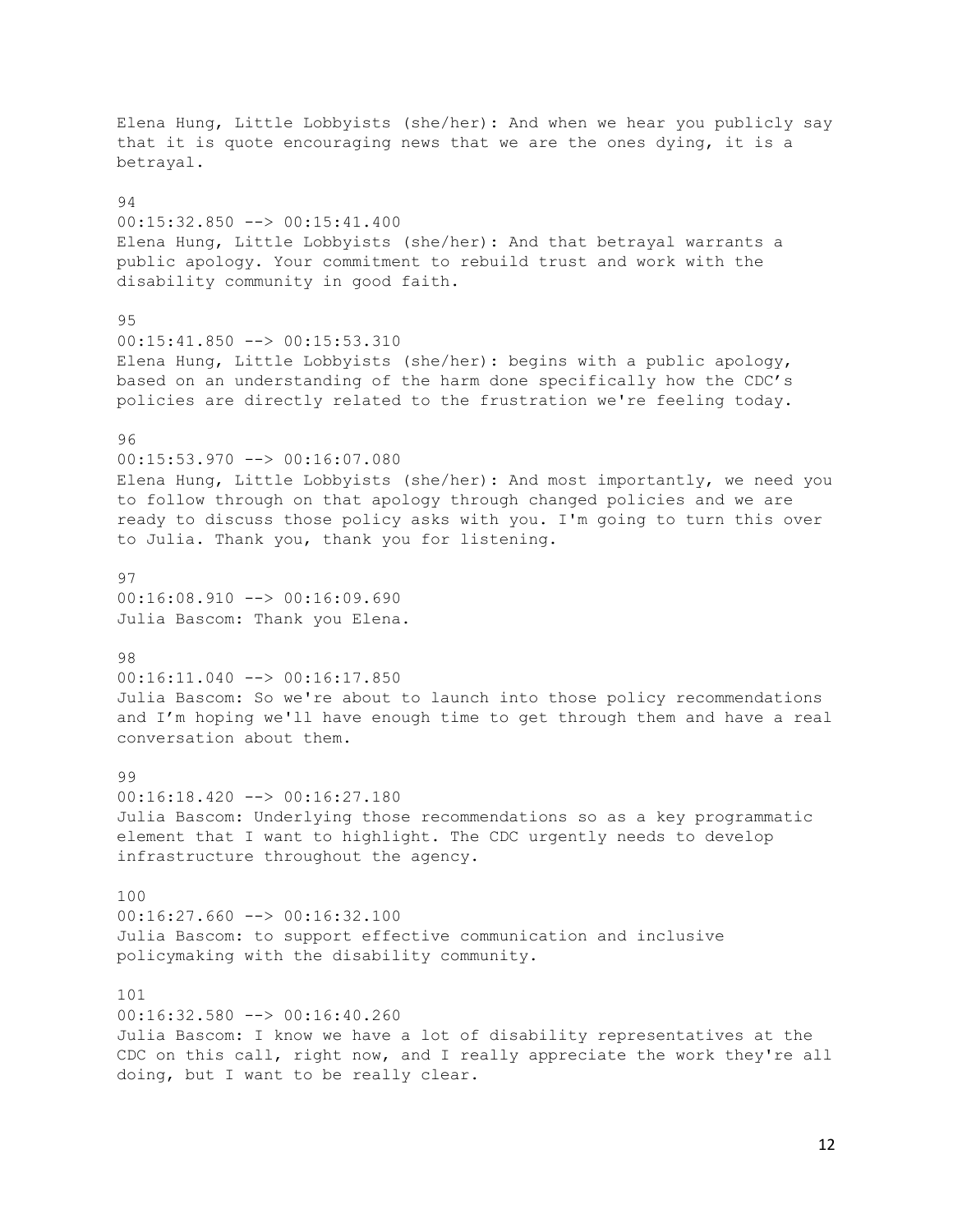Elena Hung, Little Lobbyists (she/her): And when we hear you publicly say that it is quote encouraging news that we are the ones dying, it is a betrayal.

94
00:15:32.850 --> 00:15:41.400
Elena Hung, Little Lobbyists (she/her): And that betrayal warrants a public apology. Your commitment to rebuild trust and work with the disability community in good faith.

95
00:15:41.850 --> 00:15:53.310
Elena Hung, Little Lobbyists (she/her): begins with a public apology, based on an understanding of the harm done specifically how the CDC's policies are directly related to the frustration we're feeling today.

96
00:15:53.970 --> 00:16:07.080
Elena Hung, Little Lobbyists (she/her): And most importantly, we need you to follow through on that apology through changed policies and we are ready to discuss those policy asks with you. I'm going to turn this over to Julia. Thank you, thank you for listening.

97
00:16:08.910 --> 00:16:09.690
Julia Bascom: Thank you Elena.

98
00:16:11.040 --> 00:16:17.850
Julia Bascom: So we're about to launch into those policy recommendations and I'm hoping we'll have enough time to get through them and have a real conversation about them.

99
00:16:18.420 --> 00:16:27.180
Julia Bascom: Underlying those recommendations so as a key programmatic element that I want to highlight. The CDC urgently needs to develop infrastructure throughout the agency.

100
00:16:27.660 --> 00:16:32.100
Julia Bascom: to support effective communication and inclusive policymaking with the disability community.

101
00:16:32.580 --> 00:16:40.260
Julia Bascom: I know we have a lot of disability representatives at the CDC on this call, right now, and I really appreciate the work they're all doing, but I want to be really clear.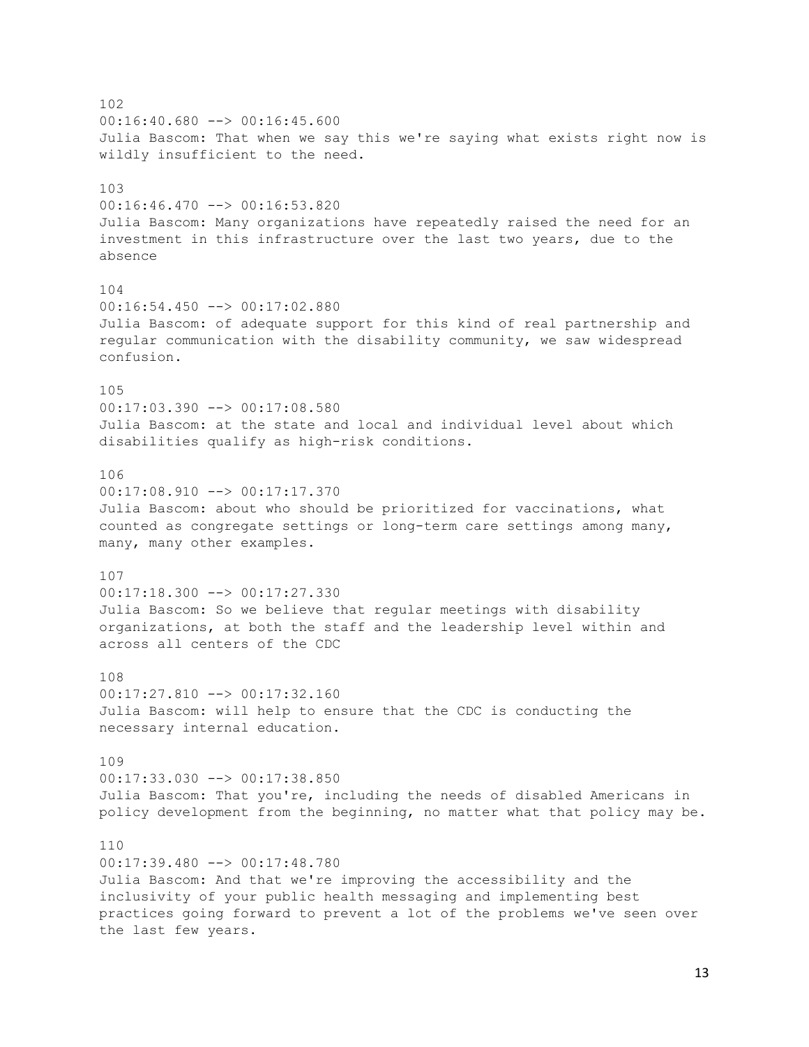102
00:16:40.680 --> 00:16:45.600
Julia Bascom: That when we say this we're saying what exists right now is wildly insufficient to the need.

103
00:16:46.470 --> 00:16:53.820
Julia Bascom: Many organizations have repeatedly raised the need for an investment in this infrastructure over the last two years, due to the absence

104
00:16:54.450 --> 00:17:02.880
Julia Bascom: of adequate support for this kind of real partnership and regular communication with the disability community, we saw widespread confusion.

105
00:17:03.390 --> 00:17:08.580
Julia Bascom: at the state and local and individual level about which disabilities qualify as high-risk conditions.

106
00:17:08.910 --> 00:17:17.370
Julia Bascom: about who should be prioritized for vaccinations, what counted as congregate settings or long-term care settings among many, many, many other examples.

107
00:17:18.300 --> 00:17:27.330
Julia Bascom: So we believe that regular meetings with disability organizations, at both the staff and the leadership level within and across all centers of the CDC

108
00:17:27.810 --> 00:17:32.160
Julia Bascom: will help to ensure that the CDC is conducting the necessary internal education.

109
00:17:33.030 --> 00:17:38.850
Julia Bascom: That you're, including the needs of disabled Americans in policy development from the beginning, no matter what that policy may be.

110
00:17:39.480 --> 00:17:48.780
Julia Bascom: And that we're improving the accessibility and the inclusivity of your public health messaging and implementing best practices going forward to prevent a lot of the problems we've seen over the last few years.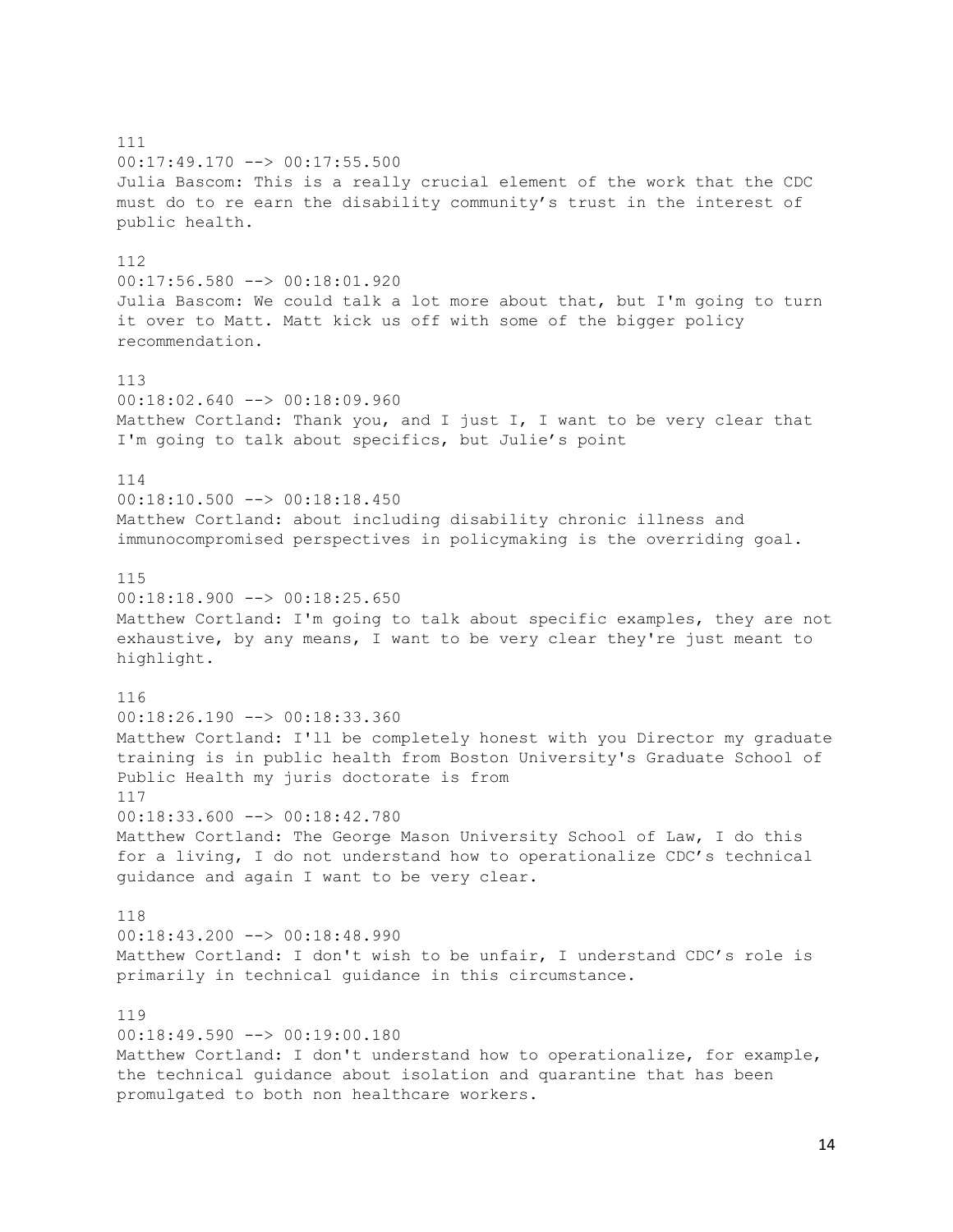111
00:17:49.170 --> 00:17:55.500
Julia Bascom: This is a really crucial element of the work that the CDC must do to re earn the disability community’s trust in the interest of public health.

112
00:17:56.580 --> 00:18:01.920
Julia Bascom: We could talk a lot more about that, but I'm going to turn it over to Matt. Matt kick us off with some of the bigger policy recommendation.

113
00:18:02.640 --> 00:18:09.960
Matthew Cortland: Thank you, and I just I, I want to be very clear that I'm going to talk about specifics, but Julie’s point

114
00:18:10.500 --> 00:18:18.450
Matthew Cortland: about including disability chronic illness and immunocompromised perspectives in policymaking is the overriding goal.

115
00:18:18.900 --> 00:18:25.650
Matthew Cortland: I'm going to talk about specific examples, they are not exhaustive, by any means, I want to be very clear they're just meant to highlight.

116
00:18:26.190 --> 00:18:33.360
Matthew Cortland: I'll be completely honest with you Director my graduate training is in public health from Boston University's Graduate School of Public Health my juris doctorate is from
117
00:18:33.600 --> 00:18:42.780
Matthew Cortland: The George Mason University School of Law, I do this for a living, I do not understand how to operationalize CDC’s technical guidance and again I want to be very clear.

118
00:18:43.200 --> 00:18:48.990
Matthew Cortland: I don't wish to be unfair, I understand CDC’s role is primarily in technical guidance in this circumstance.

119
00:18:49.590 --> 00:19:00.180
Matthew Cortland: I don't understand how to operationalize, for example, the technical guidance about isolation and quarantine that has been promulgated to both non healthcare workers.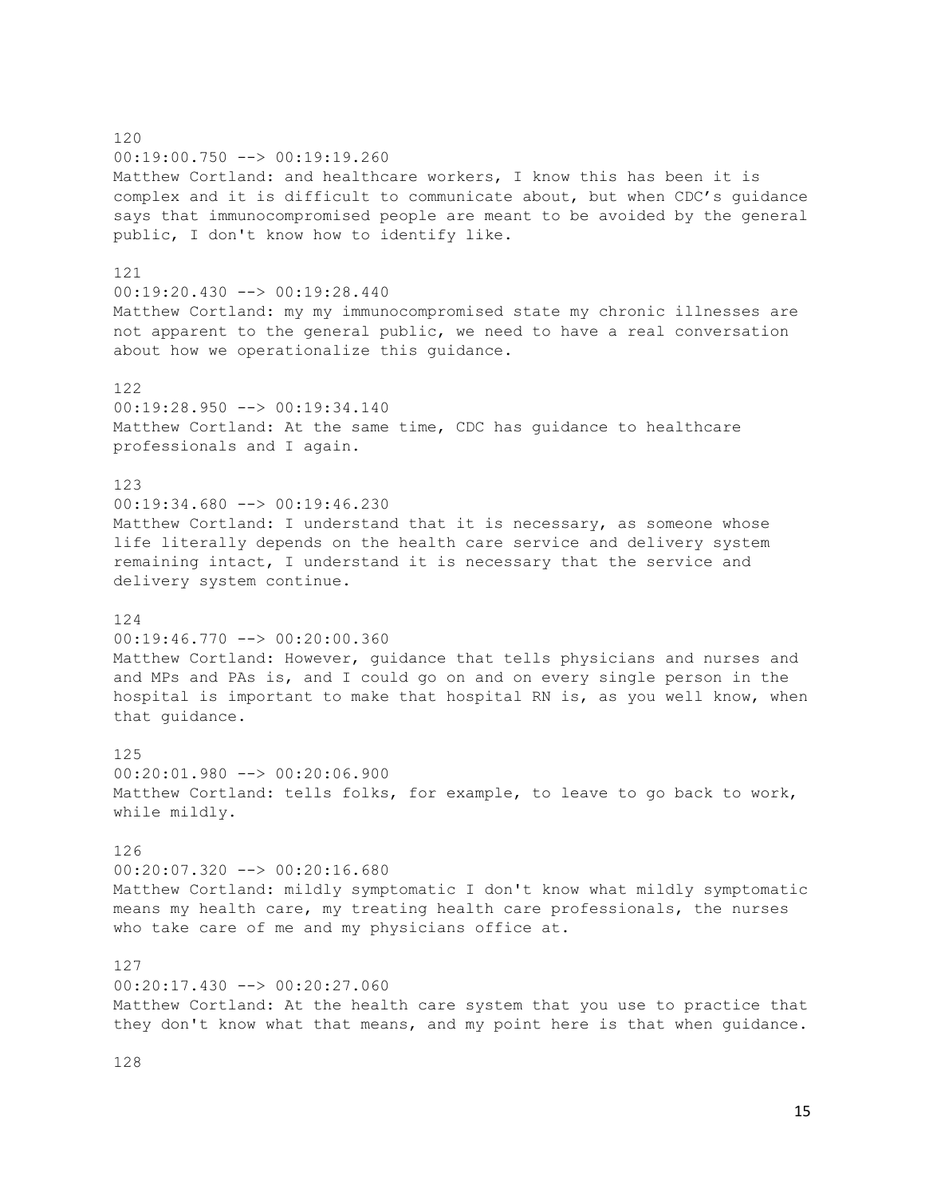120
00:19:00.750 --> 00:19:19.260
Matthew Cortland: and healthcare workers, I know this has been it is complex and it is difficult to communicate about, but when CDC's guidance says that immunocompromised people are meant to be avoided by the general public, I don't know how to identify like.

121
00:19:20.430 --> 00:19:28.440
Matthew Cortland: my my immunocompromised state my chronic illnesses are not apparent to the general public, we need to have a real conversation about how we operationalize this guidance.

122
00:19:28.950 --> 00:19:34.140
Matthew Cortland: At the same time, CDC has guidance to healthcare professionals and I again.

123
00:19:34.680 --> 00:19:46.230
Matthew Cortland: I understand that it is necessary, as someone whose life literally depends on the health care service and delivery system remaining intact, I understand it is necessary that the service and delivery system continue.

124
00:19:46.770 --> 00:20:00.360
Matthew Cortland: However, guidance that tells physicians and nurses and and MPs and PAs is, and I could go on and on every single person in the hospital is important to make that hospital RN is, as you well know, when that guidance.

125
00:20:01.980 --> 00:20:06.900
Matthew Cortland: tells folks, for example, to leave to go back to work, while mildly.

126
00:20:07.320 --> 00:20:16.680
Matthew Cortland: mildly symptomatic I don't know what mildly symptomatic means my health care, my treating health care professionals, the nurses who take care of me and my physicians office at.

127
00:20:17.430 --> 00:20:27.060
Matthew Cortland: At the health care system that you use to practice that they don't know what that means, and my point here is that when guidance.

128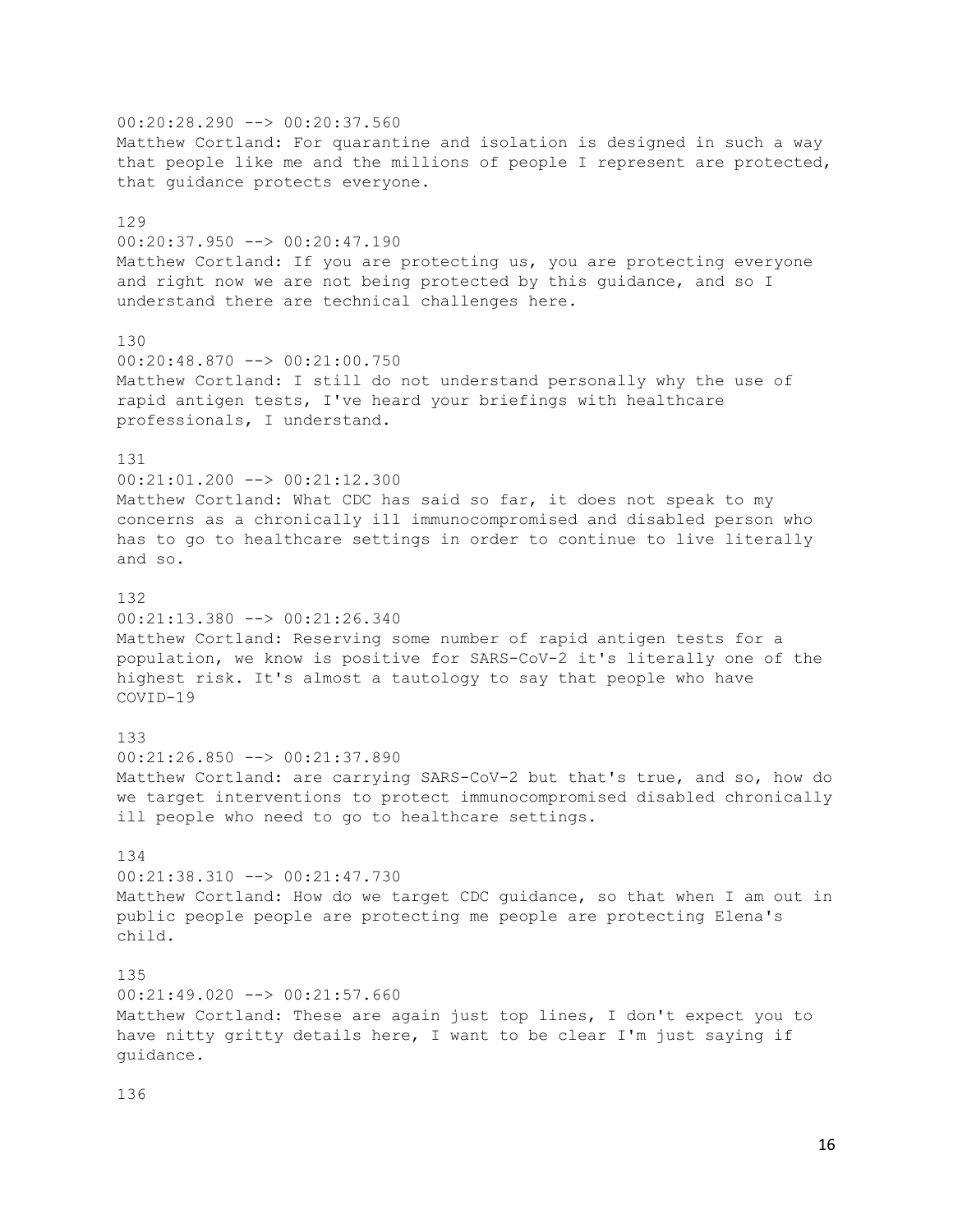00:20:28.290 --> 00:20:37.560
Matthew Cortland: For quarantine and isolation is designed in such a way that people like me and the millions of people I represent are protected, that guidance protects everyone.

129
00:20:37.950 --> 00:20:47.190
Matthew Cortland: If you are protecting us, you are protecting everyone and right now we are not being protected by this guidance, and so I understand there are technical challenges here.

130
00:20:48.870 --> 00:21:00.750
Matthew Cortland: I still do not understand personally why the use of rapid antigen tests, I've heard your briefings with healthcare professionals, I understand.

131
00:21:01.200 --> 00:21:12.300
Matthew Cortland: What CDC has said so far, it does not speak to my concerns as a chronically ill immunocompromised and disabled person who has to go to healthcare settings in order to continue to live literally and so.

132
00:21:13.380 --> 00:21:26.340
Matthew Cortland: Reserving some number of rapid antigen tests for a population, we know is positive for SARS-CoV-2 it's literally one of the highest risk. It's almost a tautology to say that people who have COVID-19

133
00:21:26.850 --> 00:21:37.890
Matthew Cortland: are carrying SARS-CoV-2 but that's true, and so, how do we target interventions to protect immunocompromised disabled chronically ill people who need to go to healthcare settings.

134
00:21:38.310 --> 00:21:47.730
Matthew Cortland: How do we target CDC guidance, so that when I am out in public people people are protecting me people are protecting Elena's child.

135
00:21:49.020 --> 00:21:57.660
Matthew Cortland: These are again just top lines, I don't expect you to have nitty gritty details here, I want to be clear I'm just saying if guidance.

136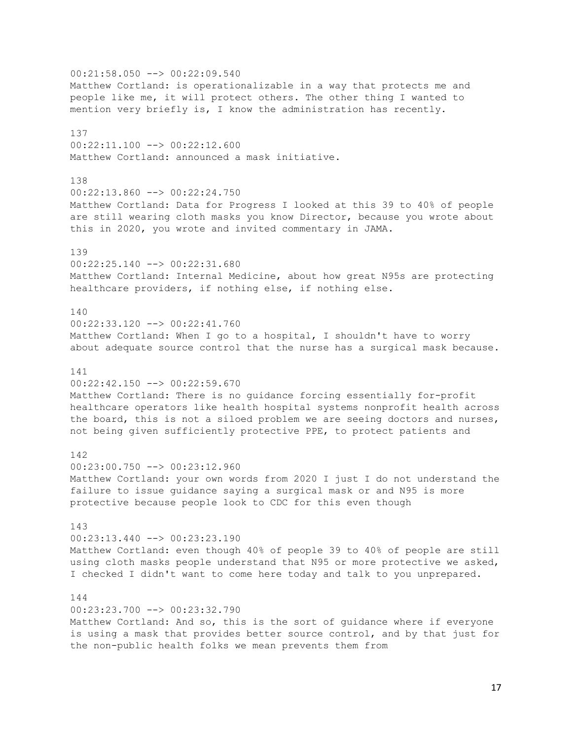00:21:58.050 --> 00:22:09.540
Matthew Cortland: is operationalizable in a way that protects me and people like me, it will protect others. The other thing I wanted to mention very briefly is, I know the administration has recently.

137
00:22:11.100 --> 00:22:12.600
Matthew Cortland: announced a mask initiative.

138
00:22:13.860 --> 00:22:24.750
Matthew Cortland: Data for Progress I looked at this 39 to 40% of people are still wearing cloth masks you know Director, because you wrote about this in 2020, you wrote and invited commentary in JAMA.

139
00:22:25.140 --> 00:22:31.680
Matthew Cortland: Internal Medicine, about how great N95s are protecting healthcare providers, if nothing else, if nothing else.

140
00:22:33.120 --> 00:22:41.760
Matthew Cortland: When I go to a hospital, I shouldn't have to worry about adequate source control that the nurse has a surgical mask because.

141
00:22:42.150 --> 00:22:59.670
Matthew Cortland: There is no guidance forcing essentially for-profit healthcare operators like health hospital systems nonprofit health across the board, this is not a siloed problem we are seeing doctors and nurses, not being given sufficiently protective PPE, to protect patients and

142
00:23:00.750 --> 00:23:12.960
Matthew Cortland: your own words from 2020 I just I do not understand the failure to issue guidance saying a surgical mask or and N95 is more protective because people look to CDC for this even though

143
00:23:13.440 --> 00:23:23.190
Matthew Cortland: even though 40% of people 39 to 40% of people are still using cloth masks people understand that N95 or more protective we asked, I checked I didn't want to come here today and talk to you unprepared.

144
00:23:23.700 --> 00:23:32.790
Matthew Cortland: And so, this is the sort of guidance where if everyone is using a mask that provides better source control, and by that just for the non-public health folks we mean prevents them from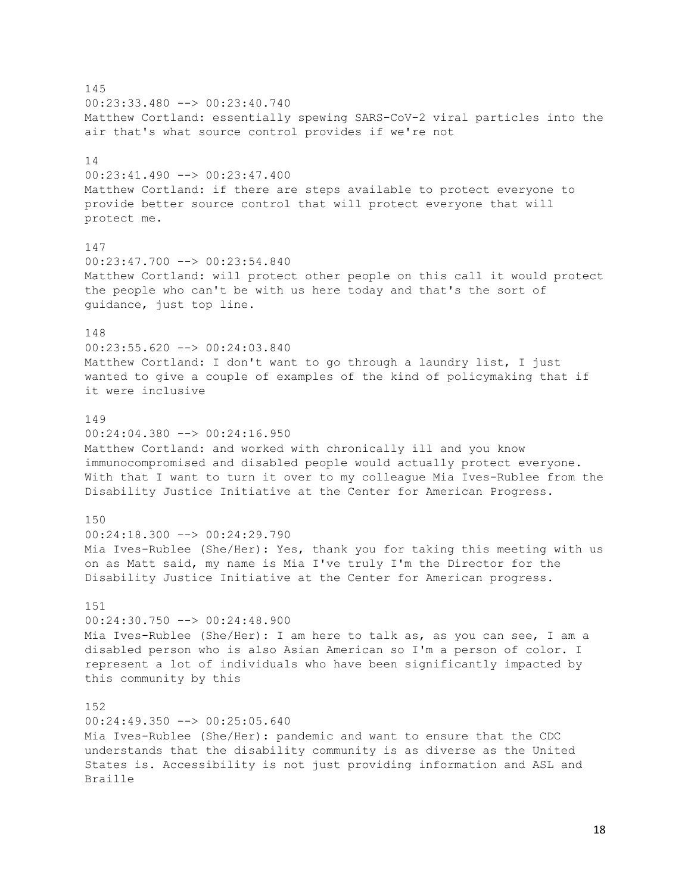145
00:23:33.480 --> 00:23:40.740
Matthew Cortland: essentially spewing SARS-CoV-2 viral particles into the air that's what source control provides if we're not

14
00:23:41.490 --> 00:23:47.400
Matthew Cortland: if there are steps available to protect everyone to provide better source control that will protect everyone that will protect me.

147
00:23:47.700 --> 00:23:54.840
Matthew Cortland: will protect other people on this call it would protect the people who can't be with us here today and that's the sort of guidance, just top line.

148
00:23:55.620 --> 00:24:03.840
Matthew Cortland: I don't want to go through a laundry list, I just wanted to give a couple of examples of the kind of policymaking that if it were inclusive

149
00:24:04.380 --> 00:24:16.950
Matthew Cortland: and worked with chronically ill and you know immunocompromised and disabled people would actually protect everyone. With that I want to turn it over to my colleague Mia Ives-Rublee from the Disability Justice Initiative at the Center for American Progress.

150
00:24:18.300 --> 00:24:29.790
Mia Ives-Rublee (She/Her): Yes, thank you for taking this meeting with us on as Matt said, my name is Mia I've truly I'm the Director for the Disability Justice Initiative at the Center for American progress.

151
00:24:30.750 --> 00:24:48.900
Mia Ives-Rublee (She/Her): I am here to talk as, as you can see, I am a disabled person who is also Asian American so I'm a person of color. I represent a lot of individuals who have been significantly impacted by this community by this

152
00:24:49.350 --> 00:25:05.640
Mia Ives-Rublee (She/Her): pandemic and want to ensure that the CDC understands that the disability community is as diverse as the United States is. Accessibility is not just providing information and ASL and Braille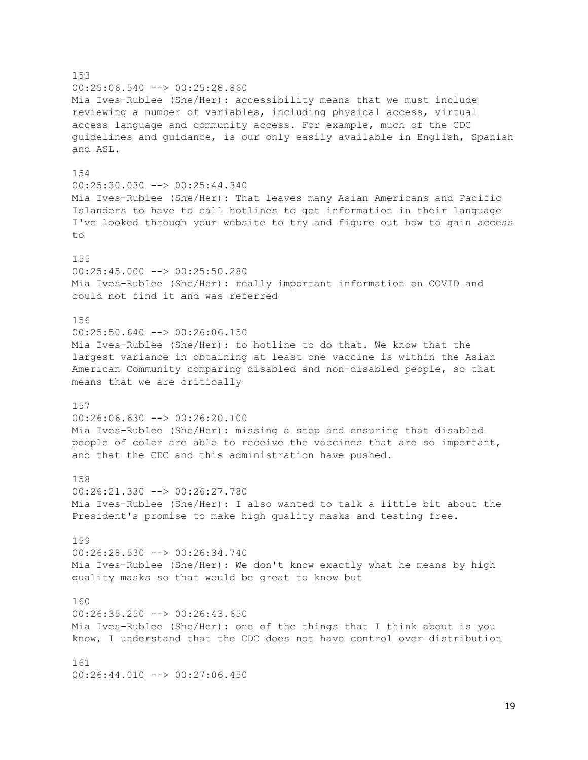153
00:25:06.540 --> 00:25:28.860
Mia Ives-Rublee (She/Her): accessibility means that we must include reviewing a number of variables, including physical access, virtual access language and community access. For example, much of the CDC guidelines and guidance, is our only easily available in English, Spanish and ASL.

154
00:25:30.030 --> 00:25:44.340
Mia Ives-Rublee (She/Her): That leaves many Asian Americans and Pacific Islanders to have to call hotlines to get information in their language I've looked through your website to try and figure out how to gain access to

155
00:25:45.000 --> 00:25:50.280
Mia Ives-Rublee (She/Her): really important information on COVID and could not find it and was referred

156
00:25:50.640 --> 00:26:06.150
Mia Ives-Rublee (She/Her): to hotline to do that. We know that the largest variance in obtaining at least one vaccine is within the Asian American Community comparing disabled and non-disabled people, so that means that we are critically

157
00:26:06.630 --> 00:26:20.100
Mia Ives-Rublee (She/Her): missing a step and ensuring that disabled people of color are able to receive the vaccines that are so important, and that the CDC and this administration have pushed.

158
00:26:21.330 --> 00:26:27.780
Mia Ives-Rublee (She/Her): I also wanted to talk a little bit about the President's promise to make high quality masks and testing free.

159
00:26:28.530 --> 00:26:34.740
Mia Ives-Rublee (She/Her): We don't know exactly what he means by high quality masks so that would be great to know but

160
00:26:35.250 --> 00:26:43.650
Mia Ives-Rublee (She/Her): one of the things that I think about is you know, I understand that the CDC does not have control over distribution

161
00:26:44.010 --> 00:27:06.450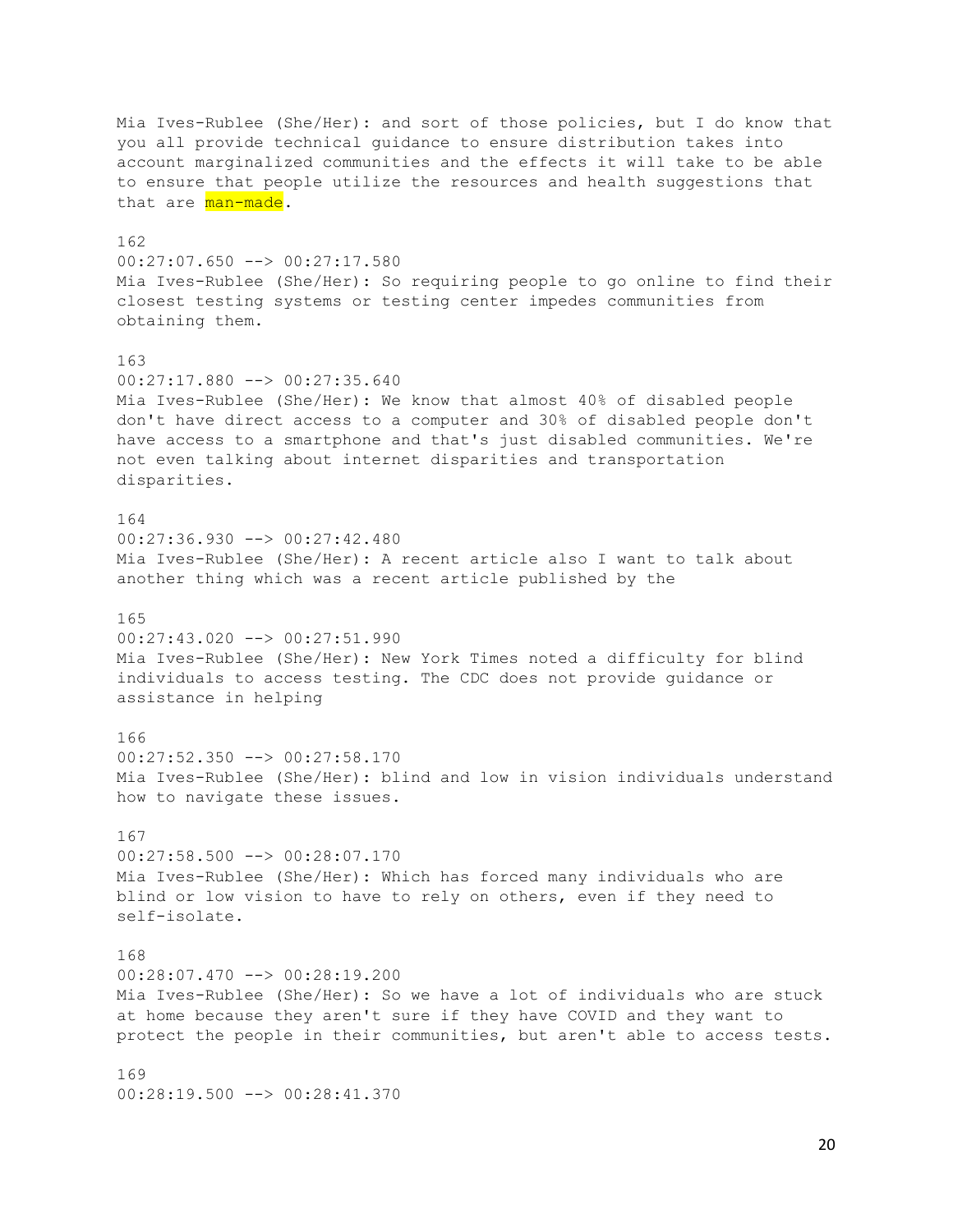Mia Ives-Rublee (She/Her): and sort of those policies, but I do know that you all provide technical guidance to ensure distribution takes into account marginalized communities and the effects it will take to be able to ensure that people utilize the resources and health suggestions that that are man-made.

162
00:27:07.650 --> 00:27:17.580
Mia Ives-Rublee (She/Her): So requiring people to go online to find their closest testing systems or testing center impedes communities from obtaining them.

163
00:27:17.880 --> 00:27:35.640
Mia Ives-Rublee (She/Her): We know that almost 40% of disabled people don't have direct access to a computer and 30% of disabled people don't have access to a smartphone and that's just disabled communities. We're not even talking about internet disparities and transportation disparities.

164
00:27:36.930 --> 00:27:42.480
Mia Ives-Rublee (She/Her): A recent article also I want to talk about another thing which was a recent article published by the

165
00:27:43.020 --> 00:27:51.990
Mia Ives-Rublee (She/Her): New York Times noted a difficulty for blind individuals to access testing. The CDC does not provide guidance or assistance in helping

166
00:27:52.350 --> 00:27:58.170
Mia Ives-Rublee (She/Her): blind and low in vision individuals understand how to navigate these issues.

167
00:27:58.500 --> 00:28:07.170
Mia Ives-Rublee (She/Her): Which has forced many individuals who are blind or low vision to have to rely on others, even if they need to self-isolate.

168
00:28:07.470 --> 00:28:19.200
Mia Ives-Rublee (She/Her): So we have a lot of individuals who are stuck at home because they aren't sure if they have COVID and they want to protect the people in their communities, but aren't able to access tests.

169
00:28:19.500 --> 00:28:41.370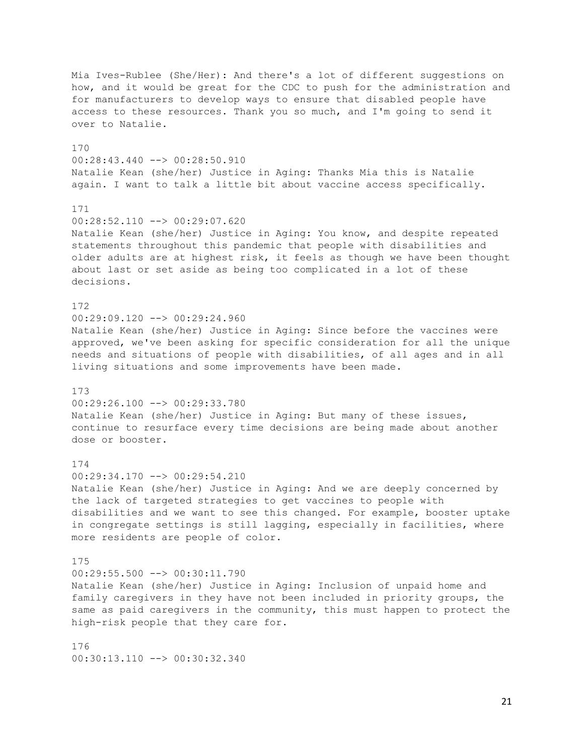Mia Ives-Rublee (She/Her): And there's a lot of different suggestions on how, and it would be great for the CDC to push for the administration and for manufacturers to develop ways to ensure that disabled people have access to these resources. Thank you so much, and I'm going to send it over to Natalie.

170
00:28:43.440 --> 00:28:50.910
Natalie Kean (she/her) Justice in Aging: Thanks Mia this is Natalie again. I want to talk a little bit about vaccine access specifically.

171
00:28:52.110 --> 00:29:07.620
Natalie Kean (she/her) Justice in Aging: You know, and despite repeated statements throughout this pandemic that people with disabilities and older adults are at highest risk, it feels as though we have been thought about last or set aside as being too complicated in a lot of these decisions.

172
00:29:09.120 --> 00:29:24.960
Natalie Kean (she/her) Justice in Aging: Since before the vaccines were approved, we've been asking for specific consideration for all the unique needs and situations of people with disabilities, of all ages and in all living situations and some improvements have been made.

173
00:29:26.100 --> 00:29:33.780
Natalie Kean (she/her) Justice in Aging: But many of these issues, continue to resurface every time decisions are being made about another dose or booster.

174
00:29:34.170 --> 00:29:54.210
Natalie Kean (she/her) Justice in Aging: And we are deeply concerned by the lack of targeted strategies to get vaccines to people with disabilities and we want to see this changed. For example, booster uptake in congregate settings is still lagging, especially in facilities, where more residents are people of color.

175
00:29:55.500 --> 00:30:11.790
Natalie Kean (she/her) Justice in Aging: Inclusion of unpaid home and family caregivers in they have not been included in priority groups, the same as paid caregivers in the community, this must happen to protect the high-risk people that they care for.

176
00:30:13.110 --> 00:30:32.340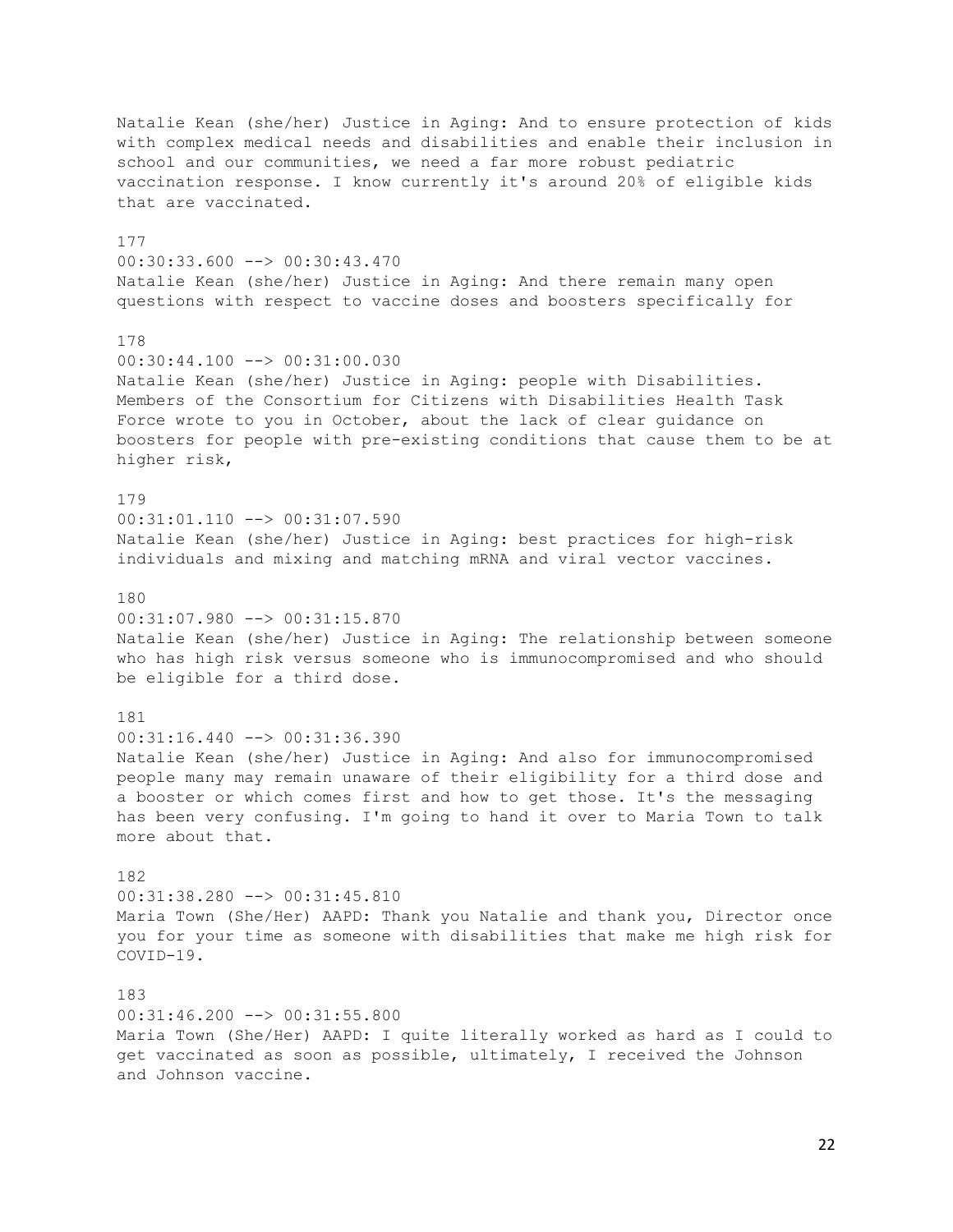Natalie Kean (she/her) Justice in Aging: And to ensure protection of kids with complex medical needs and disabilities and enable their inclusion in school and our communities, we need a far more robust pediatric vaccination response. I know currently it's around 20% of eligible kids that are vaccinated.

177
00:30:33.600 --> 00:30:43.470
Natalie Kean (she/her) Justice in Aging: And there remain many open questions with respect to vaccine doses and boosters specifically for

178
00:30:44.100 --> 00:31:00.030
Natalie Kean (she/her) Justice in Aging: people with Disabilities. Members of the Consortium for Citizens with Disabilities Health Task Force wrote to you in October, about the lack of clear guidance on boosters for people with pre-existing conditions that cause them to be at higher risk,

179
00:31:01.110 --> 00:31:07.590
Natalie Kean (she/her) Justice in Aging: best practices for high-risk individuals and mixing and matching mRNA and viral vector vaccines.

180
00:31:07.980 --> 00:31:15.870
Natalie Kean (she/her) Justice in Aging: The relationship between someone who has high risk versus someone who is immunocompromised and who should be eligible for a third dose.

181
00:31:16.440 --> 00:31:36.390
Natalie Kean (she/her) Justice in Aging: And also for immunocompromised people many may remain unaware of their eligibility for a third dose and a booster or which comes first and how to get those. It's the messaging has been very confusing. I'm going to hand it over to Maria Town to talk more about that.

182
00:31:38.280 --> 00:31:45.810
Maria Town (She/Her) AAPD: Thank you Natalie and thank you, Director once you for your time as someone with disabilities that make me high risk for COVID-19.

183
00:31:46.200 --> 00:31:55.800
Maria Town (She/Her) AAPD: I quite literally worked as hard as I could to get vaccinated as soon as possible, ultimately, I received the Johnson and Johnson vaccine.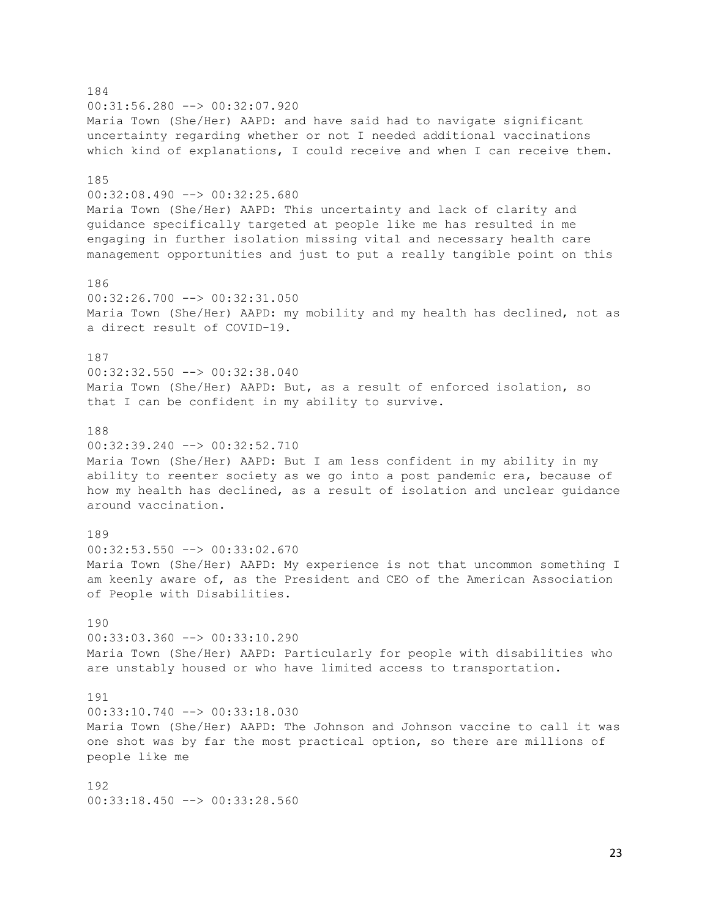184
00:31:56.280 --> 00:32:07.920
Maria Town (She/Her) AAPD: and have said had to navigate significant uncertainty regarding whether or not I needed additional vaccinations which kind of explanations, I could receive and when I can receive them.

185
00:32:08.490 --> 00:32:25.680
Maria Town (She/Her) AAPD: This uncertainty and lack of clarity and guidance specifically targeted at people like me has resulted in me engaging in further isolation missing vital and necessary health care management opportunities and just to put a really tangible point on this

186
00:32:26.700 --> 00:32:31.050
Maria Town (She/Her) AAPD: my mobility and my health has declined, not as a direct result of COVID-19.

187
00:32:32.550 --> 00:32:38.040
Maria Town (She/Her) AAPD: But, as a result of enforced isolation, so that I can be confident in my ability to survive.

188
00:32:39.240 --> 00:32:52.710
Maria Town (She/Her) AAPD: But I am less confident in my ability in my ability to reenter society as we go into a post pandemic era, because of how my health has declined, as a result of isolation and unclear guidance around vaccination.

189
00:32:53.550 --> 00:33:02.670
Maria Town (She/Her) AAPD: My experience is not that uncommon something I am keenly aware of, as the President and CEO of the American Association of People with Disabilities.

190
00:33:03.360 --> 00:33:10.290
Maria Town (She/Her) AAPD: Particularly for people with disabilities who are unstably housed or who have limited access to transportation.

191
00:33:10.740 --> 00:33:18.030
Maria Town (She/Her) AAPD: The Johnson and Johnson vaccine to call it was one shot was by far the most practical option, so there are millions of people like me

192
00:33:18.450 --> 00:33:28.560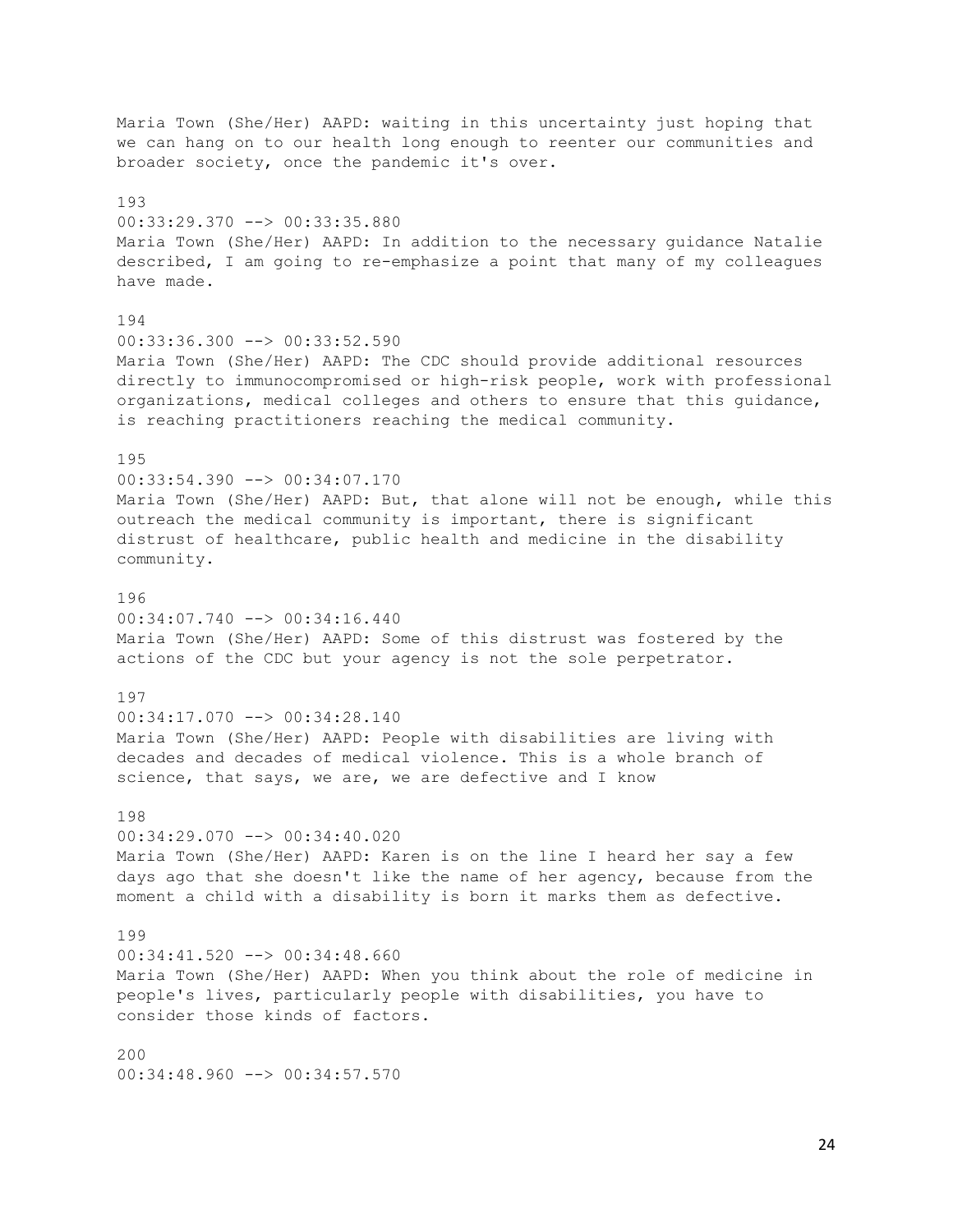Maria Town (She/Her) AAPD: waiting in this uncertainty just hoping that we can hang on to our health long enough to reenter our communities and broader society, once the pandemic it's over.

193
00:33:29.370 --> 00:33:35.880
Maria Town (She/Her) AAPD: In addition to the necessary guidance Natalie described, I am going to re-emphasize a point that many of my colleagues have made.

194
00:33:36.300 --> 00:33:52.590
Maria Town (She/Her) AAPD: The CDC should provide additional resources directly to immunocompromised or high-risk people, work with professional organizations, medical colleges and others to ensure that this guidance, is reaching practitioners reaching the medical community.

195
00:33:54.390 --> 00:34:07.170
Maria Town (She/Her) AAPD: But, that alone will not be enough, while this outreach the medical community is important, there is significant distrust of healthcare, public health and medicine in the disability community.

196
00:34:07.740 --> 00:34:16.440
Maria Town (She/Her) AAPD: Some of this distrust was fostered by the actions of the CDC but your agency is not the sole perpetrator.

197
00:34:17.070 --> 00:34:28.140
Maria Town (She/Her) AAPD: People with disabilities are living with decades and decades of medical violence. This is a whole branch of science, that says, we are, we are defective and I know

198
00:34:29.070 --> 00:34:40.020
Maria Town (She/Her) AAPD: Karen is on the line I heard her say a few days ago that she doesn't like the name of her agency, because from the moment a child with a disability is born it marks them as defective.

199
00:34:41.520 --> 00:34:48.660
Maria Town (She/Her) AAPD: When you think about the role of medicine in people's lives, particularly people with disabilities, you have to consider those kinds of factors.

200
00:34:48.960 --> 00:34:57.570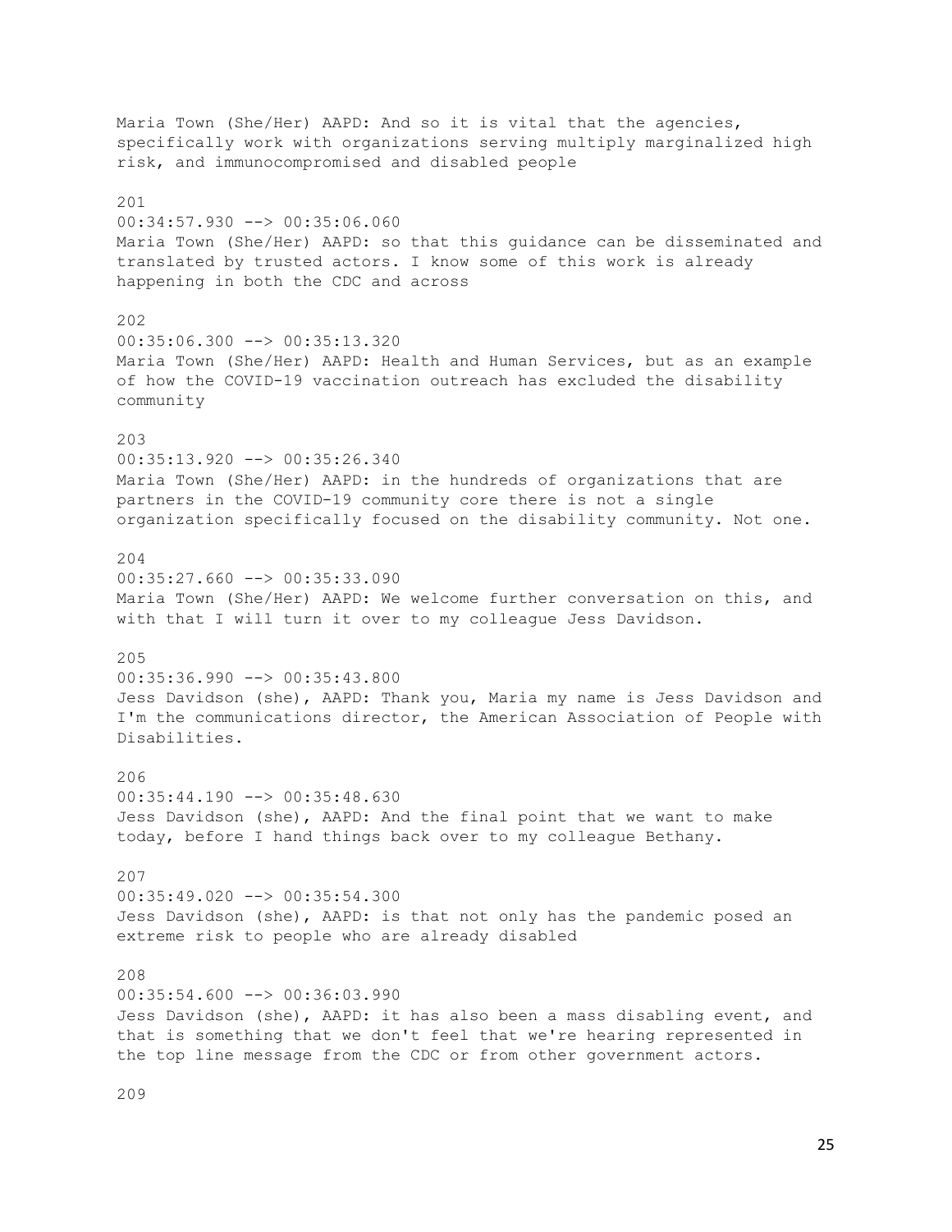Maria Town (She/Her) AAPD: And so it is vital that the agencies, specifically work with organizations serving multiply marginalized high risk, and immunocompromised and disabled people

201
00:34:57.930 --> 00:35:06.060
Maria Town (She/Her) AAPD: so that this guidance can be disseminated and translated by trusted actors. I know some of this work is already happening in both the CDC and across

202
00:35:06.300 --> 00:35:13.320
Maria Town (She/Her) AAPD: Health and Human Services, but as an example of how the COVID-19 vaccination outreach has excluded the disability community

203
00:35:13.920 --> 00:35:26.340
Maria Town (She/Her) AAPD: in the hundreds of organizations that are partners in the COVID-19 community core there is not a single organization specifically focused on the disability community. Not one.

204
00:35:27.660 --> 00:35:33.090
Maria Town (She/Her) AAPD: We welcome further conversation on this, and with that I will turn it over to my colleague Jess Davidson.

205
00:35:36.990 --> 00:35:43.800
Jess Davidson (she), AAPD: Thank you, Maria my name is Jess Davidson and I'm the communications director, the American Association of People with Disabilities.

206
00:35:44.190 --> 00:35:48.630
Jess Davidson (she), AAPD: And the final point that we want to make today, before I hand things back over to my colleague Bethany.

207
00:35:49.020 --> 00:35:54.300
Jess Davidson (she), AAPD: is that not only has the pandemic posed an extreme risk to people who are already disabled

208
00:35:54.600 --> 00:36:03.990
Jess Davidson (she), AAPD: it has also been a mass disabling event, and that is something that we don't feel that we're hearing represented in the top line message from the CDC or from other government actors.

209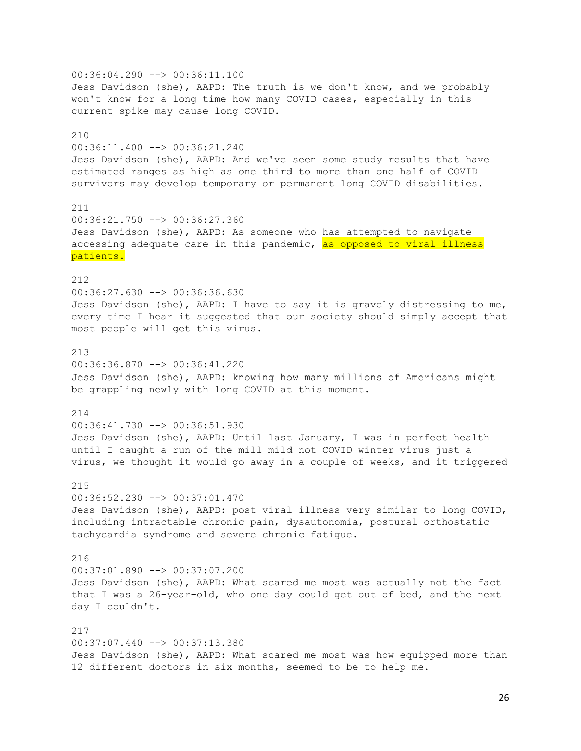00:36:04.290 --> 00:36:11.100
Jess Davidson (she), AAPD: The truth is we don't know, and we probably won't know for a long time how many COVID cases, especially in this current spike may cause long COVID.

210
00:36:11.400 --> 00:36:21.240
Jess Davidson (she), AAPD: And we've seen some study results that have estimated ranges as high as one third to more than one half of COVID survivors may develop temporary or permanent long COVID disabilities.

211
00:36:21.750 --> 00:36:27.360
Jess Davidson (she), AAPD: As someone who has attempted to navigate accessing adequate care in this pandemic, as opposed to viral illness patients.

212
00:36:27.630 --> 00:36:36.630
Jess Davidson (she), AAPD: I have to say it is gravely distressing to me, every time I hear it suggested that our society should simply accept that most people will get this virus.

213
00:36:36.870 --> 00:36:41.220
Jess Davidson (she), AAPD: knowing how many millions of Americans might be grappling newly with long COVID at this moment.

214
00:36:41.730 --> 00:36:51.930
Jess Davidson (she), AAPD: Until last January, I was in perfect health until I caught a run of the mill mild not COVID winter virus just a virus, we thought it would go away in a couple of weeks, and it triggered

215
00:36:52.230 --> 00:37:01.470
Jess Davidson (she), AAPD: post viral illness very similar to long COVID, including intractable chronic pain, dysautonomia, postural orthostatic tachycardia syndrome and severe chronic fatigue.

216
00:37:01.890 --> 00:37:07.200
Jess Davidson (she), AAPD: What scared me most was actually not the fact that I was a 26-year-old, who one day could get out of bed, and the next day I couldn't.

217
00:37:07.440 --> 00:37:13.380
Jess Davidson (she), AAPD: What scared me most was how equipped more than 12 different doctors in six months, seemed to be to help me.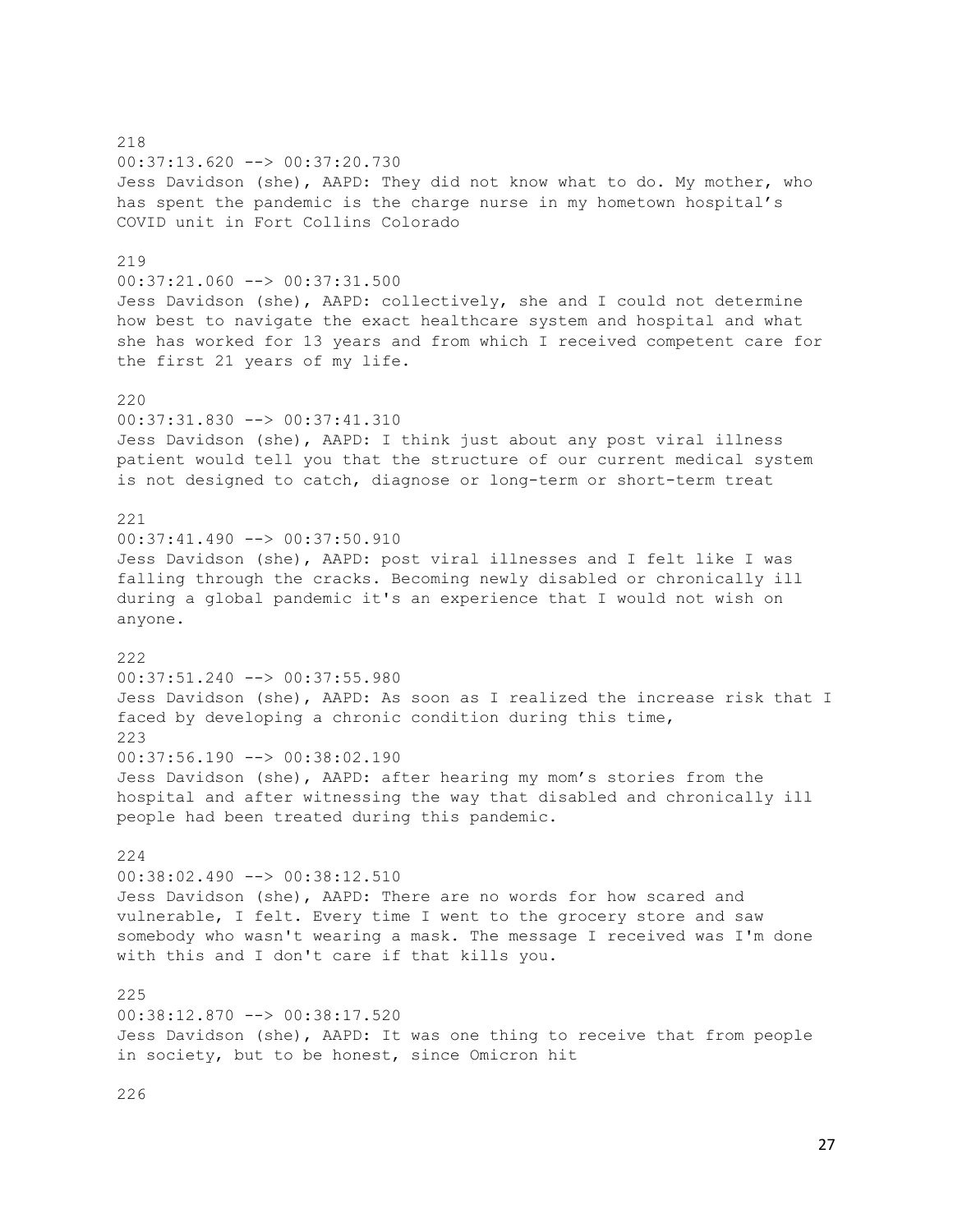218
00:37:13.620 --> 00:37:20.730
Jess Davidson (she), AAPD: They did not know what to do. My mother, who has spent the pandemic is the charge nurse in my hometown hospital's COVID unit in Fort Collins Colorado

219
00:37:21.060 --> 00:37:31.500
Jess Davidson (she), AAPD: collectively, she and I could not determine how best to navigate the exact healthcare system and hospital and what she has worked for 13 years and from which I received competent care for the first 21 years of my life.

220
00:37:31.830 --> 00:37:41.310
Jess Davidson (she), AAPD: I think just about any post viral illness patient would tell you that the structure of our current medical system is not designed to catch, diagnose or long-term or short-term treat

221
00:37:41.490 --> 00:37:50.910
Jess Davidson (she), AAPD: post viral illnesses and I felt like I was falling through the cracks. Becoming newly disabled or chronically ill during a global pandemic it's an experience that I would not wish on anyone.

222
00:37:51.240 --> 00:37:55.980
Jess Davidson (she), AAPD: As soon as I realized the increase risk that I faced by developing a chronic condition during this time,
223
00:37:56.190 --> 00:38:02.190
Jess Davidson (she), AAPD: after hearing my mom's stories from the hospital and after witnessing the way that disabled and chronically ill people had been treated during this pandemic.

224
00:38:02.490 --> 00:38:12.510
Jess Davidson (she), AAPD: There are no words for how scared and vulnerable, I felt. Every time I went to the grocery store and saw somebody who wasn't wearing a mask. The message I received was I'm done with this and I don't care if that kills you.

225
00:38:12.870 --> 00:38:17.520
Jess Davidson (she), AAPD: It was one thing to receive that from people in society, but to be honest, since Omicron hit

226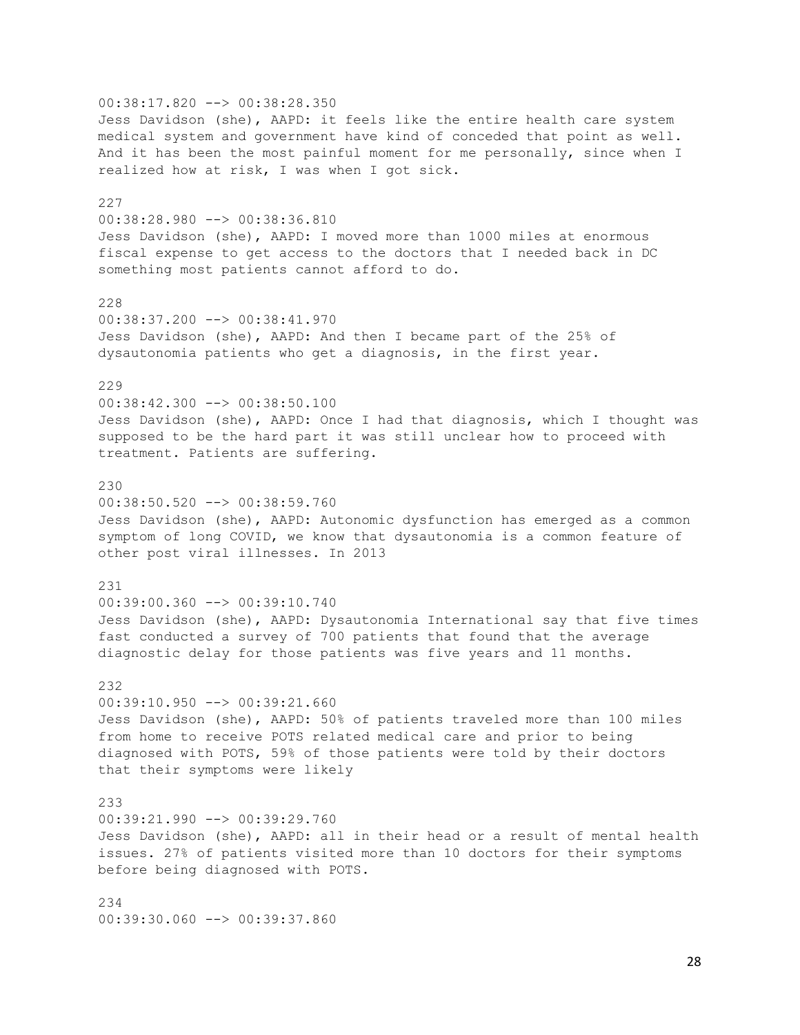00:38:17.820 --> 00:38:28.350
Jess Davidson (she), AAPD: it feels like the entire health care system medical system and government have kind of conceded that point as well. And it has been the most painful moment for me personally, since when I realized how at risk, I was when I got sick.

227
00:38:28.980 --> 00:38:36.810
Jess Davidson (she), AAPD: I moved more than 1000 miles at enormous fiscal expense to get access to the doctors that I needed back in DC something most patients cannot afford to do.

228
00:38:37.200 --> 00:38:41.970
Jess Davidson (she), AAPD: And then I became part of the 25% of dysautonomia patients who get a diagnosis, in the first year.

229
00:38:42.300 --> 00:38:50.100
Jess Davidson (she), AAPD: Once I had that diagnosis, which I thought was supposed to be the hard part it was still unclear how to proceed with treatment. Patients are suffering.

230
00:38:50.520 --> 00:38:59.760
Jess Davidson (she), AAPD: Autonomic dysfunction has emerged as a common symptom of long COVID, we know that dysautonomia is a common feature of other post viral illnesses. In 2013

231
00:39:00.360 --> 00:39:10.740
Jess Davidson (she), AAPD: Dysautonomia International say that five times fast conducted a survey of 700 patients that found that the average diagnostic delay for those patients was five years and 11 months.

232
00:39:10.950 --> 00:39:21.660
Jess Davidson (she), AAPD: 50% of patients traveled more than 100 miles from home to receive POTS related medical care and prior to being diagnosed with POTS, 59% of those patients were told by their doctors that their symptoms were likely

233
00:39:21.990 --> 00:39:29.760
Jess Davidson (she), AAPD: all in their head or a result of mental health issues. 27% of patients visited more than 10 doctors for their symptoms before being diagnosed with POTS.

234
00:39:30.060 --> 00:39:37.860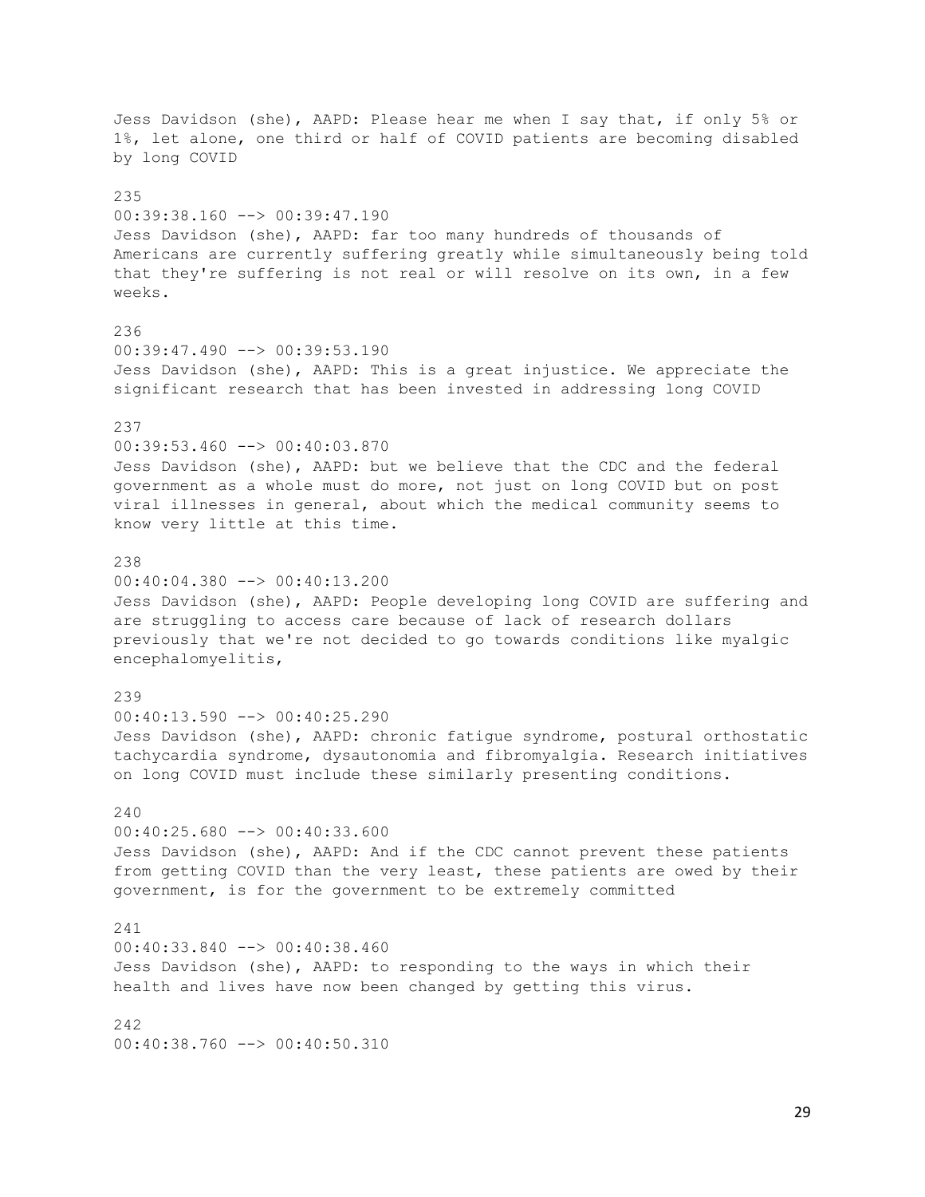Jess Davidson (she), AAPD: Please hear me when I say that, if only 5% or 1%, let alone, one third or half of COVID patients are becoming disabled by long COVID

235
00:39:38.160 --> 00:39:47.190
Jess Davidson (she), AAPD: far too many hundreds of thousands of Americans are currently suffering greatly while simultaneously being told that they're suffering is not real or will resolve on its own, in a few weeks.

236
00:39:47.490 --> 00:39:53.190
Jess Davidson (she), AAPD: This is a great injustice. We appreciate the significant research that has been invested in addressing long COVID

237
00:39:53.460 --> 00:40:03.870
Jess Davidson (she), AAPD: but we believe that the CDC and the federal government as a whole must do more, not just on long COVID but on post viral illnesses in general, about which the medical community seems to know very little at this time.

238
00:40:04.380 --> 00:40:13.200
Jess Davidson (she), AAPD: People developing long COVID are suffering and are struggling to access care because of lack of research dollars previously that we're not decided to go towards conditions like myalgic encephalomyelitis,

239
00:40:13.590 --> 00:40:25.290
Jess Davidson (she), AAPD: chronic fatigue syndrome, postural orthostatic tachycardia syndrome, dysautonomia and fibromyalgia. Research initiatives on long COVID must include these similarly presenting conditions.

240
00:40:25.680 --> 00:40:33.600
Jess Davidson (she), AAPD: And if the CDC cannot prevent these patients from getting COVID than the very least, these patients are owed by their government, is for the government to be extremely committed

241
00:40:33.840 --> 00:40:38.460
Jess Davidson (she), AAPD: to responding to the ways in which their health and lives have now been changed by getting this virus.

242
00:40:38.760 --> 00:40:50.310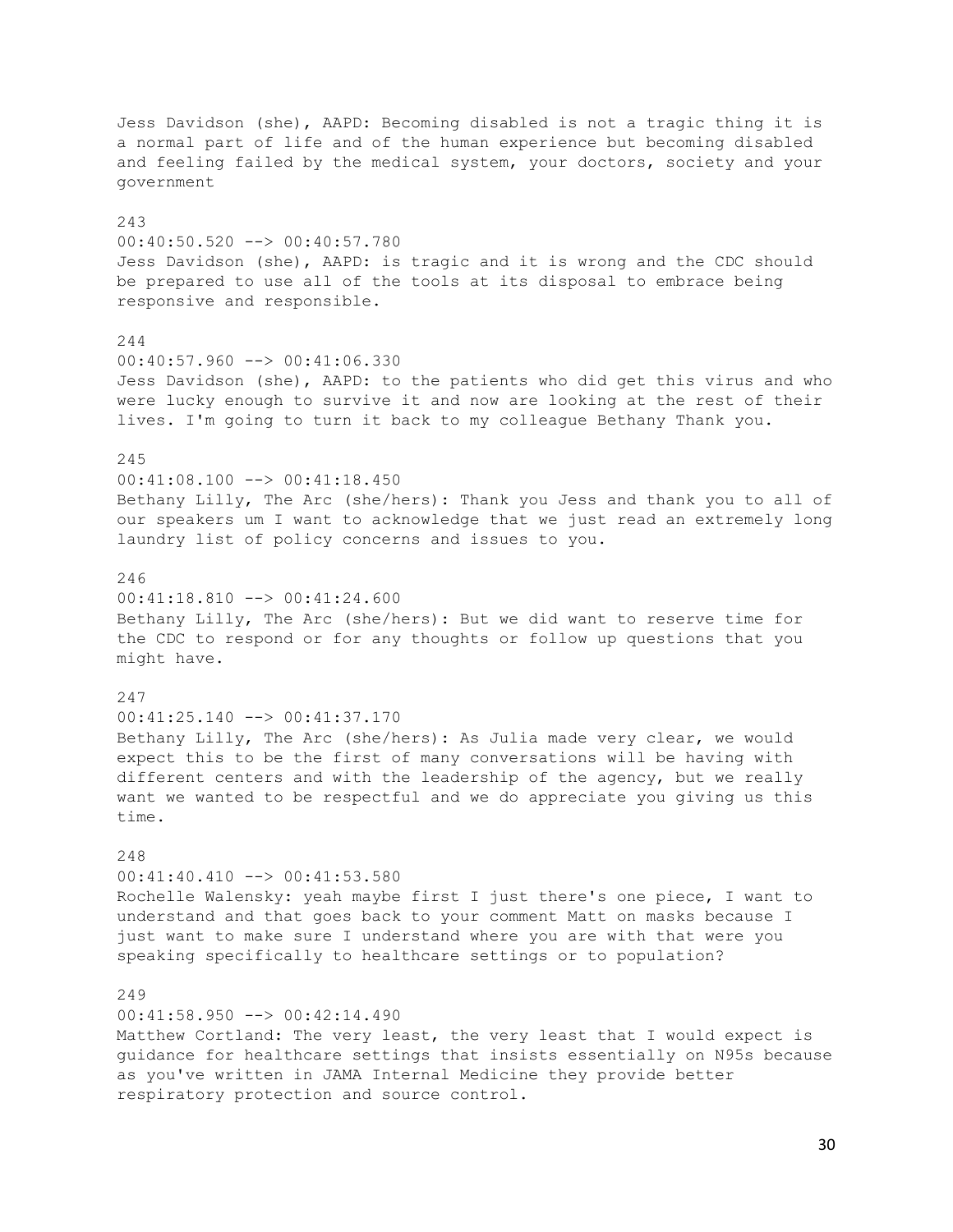Jess Davidson (she), AAPD: Becoming disabled is not a tragic thing it is a normal part of life and of the human experience but becoming disabled and feeling failed by the medical system, your doctors, society and your government

243
00:40:50.520 --> 00:40:57.780
Jess Davidson (she), AAPD: is tragic and it is wrong and the CDC should be prepared to use all of the tools at its disposal to embrace being responsive and responsible.

244
00:40:57.960 --> 00:41:06.330
Jess Davidson (she), AAPD: to the patients who did get this virus and who were lucky enough to survive it and now are looking at the rest of their lives. I'm going to turn it back to my colleague Bethany Thank you.

245
00:41:08.100 --> 00:41:18.450
Bethany Lilly, The Arc (she/hers): Thank you Jess and thank you to all of our speakers um I want to acknowledge that we just read an extremely long laundry list of policy concerns and issues to you.

246
00:41:18.810 --> 00:41:24.600
Bethany Lilly, The Arc (she/hers): But we did want to reserve time for the CDC to respond or for any thoughts or follow up questions that you might have.

247
00:41:25.140 --> 00:41:37.170
Bethany Lilly, The Arc (she/hers): As Julia made very clear, we would expect this to be the first of many conversations will be having with different centers and with the leadership of the agency, but we really want we wanted to be respectful and we do appreciate you giving us this time.

248
00:41:40.410 --> 00:41:53.580
Rochelle Walensky: yeah maybe first I just there's one piece, I want to understand and that goes back to your comment Matt on masks because I just want to make sure I understand where you are with that were you speaking specifically to healthcare settings or to population?

249
00:41:58.950 --> 00:42:14.490
Matthew Cortland: The very least, the very least that I would expect is guidance for healthcare settings that insists essentially on N95s because as you've written in JAMA Internal Medicine they provide better respiratory protection and source control.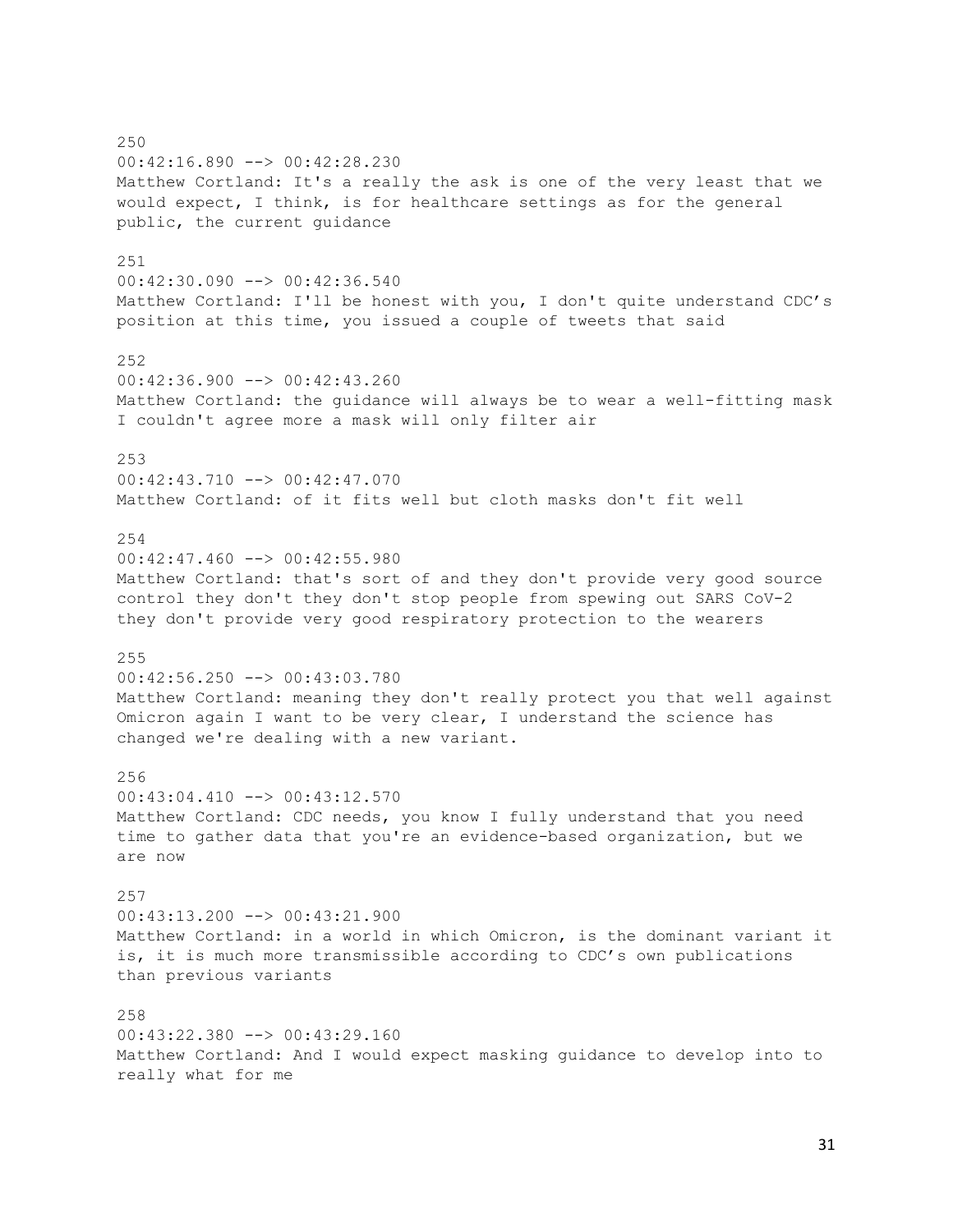250
00:42:16.890 --> 00:42:28.230
Matthew Cortland: It's a really the ask is one of the very least that we would expect, I think, is for healthcare settings as for the general public, the current guidance

251
00:42:30.090 --> 00:42:36.540
Matthew Cortland: I'll be honest with you, I don't quite understand CDC's position at this time, you issued a couple of tweets that said

252
00:42:36.900 --> 00:42:43.260
Matthew Cortland: the guidance will always be to wear a well-fitting mask I couldn't agree more a mask will only filter air

253
00:42:43.710 --> 00:42:47.070
Matthew Cortland: of it fits well but cloth masks don't fit well

254
00:42:47.460 --> 00:42:55.980
Matthew Cortland: that's sort of and they don't provide very good source control they don't they don't stop people from spewing out SARS CoV-2 they don't provide very good respiratory protection to the wearers

255
00:42:56.250 --> 00:43:03.780
Matthew Cortland: meaning they don't really protect you that well against Omicron again I want to be very clear, I understand the science has changed we're dealing with a new variant.

256
00:43:04.410 --> 00:43:12.570
Matthew Cortland: CDC needs, you know I fully understand that you need time to gather data that you're an evidence-based organization, but we are now

257
00:43:13.200 --> 00:43:21.900
Matthew Cortland: in a world in which Omicron, is the dominant variant it is, it is much more transmissible according to CDC's own publications than previous variants

258
00:43:22.380 --> 00:43:29.160
Matthew Cortland: And I would expect masking guidance to develop into to really what for me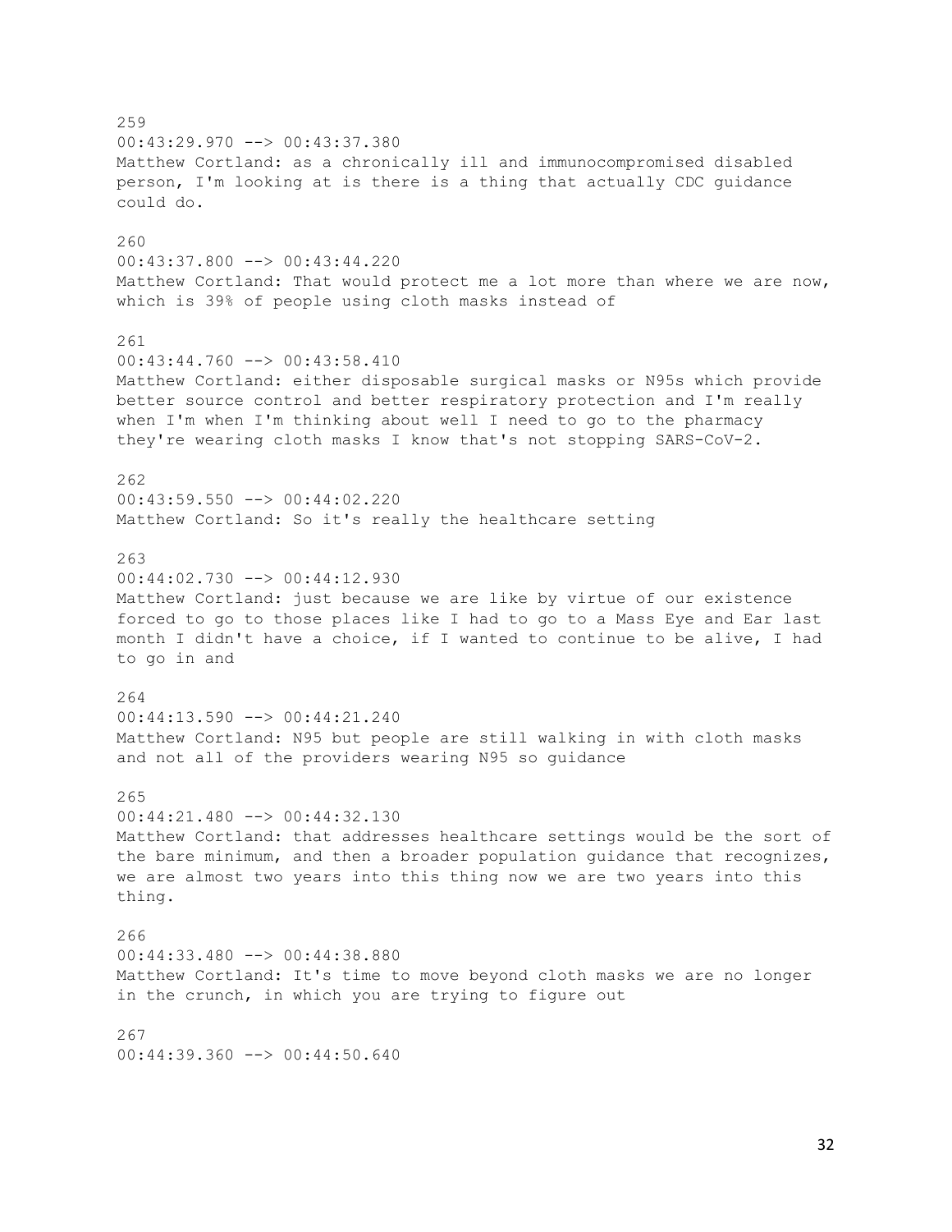259
00:43:29.970 --> 00:43:37.380
Matthew Cortland: as a chronically ill and immunocompromised disabled person, I'm looking at is there is a thing that actually CDC guidance could do.

260
00:43:37.800 --> 00:43:44.220
Matthew Cortland: That would protect me a lot more than where we are now, which is 39% of people using cloth masks instead of

261
00:43:44.760 --> 00:43:58.410
Matthew Cortland: either disposable surgical masks or N95s which provide better source control and better respiratory protection and I'm really when I'm when I'm thinking about well I need to go to the pharmacy they're wearing cloth masks I know that's not stopping SARS-CoV-2.

262
00:43:59.550 --> 00:44:02.220
Matthew Cortland: So it's really the healthcare setting

263
00:44:02.730 --> 00:44:12.930
Matthew Cortland: just because we are like by virtue of our existence forced to go to those places like I had to go to a Mass Eye and Ear last month I didn't have a choice, if I wanted to continue to be alive, I had to go in and

264
00:44:13.590 --> 00:44:21.240
Matthew Cortland: N95 but people are still walking in with cloth masks and not all of the providers wearing N95 so guidance

265
00:44:21.480 --> 00:44:32.130
Matthew Cortland: that addresses healthcare settings would be the sort of the bare minimum, and then a broader population guidance that recognizes, we are almost two years into this thing now we are two years into this thing.

266
00:44:33.480 --> 00:44:38.880
Matthew Cortland: It's time to move beyond cloth masks we are no longer in the crunch, in which you are trying to figure out

267
00:44:39.360 --> 00:44:50.640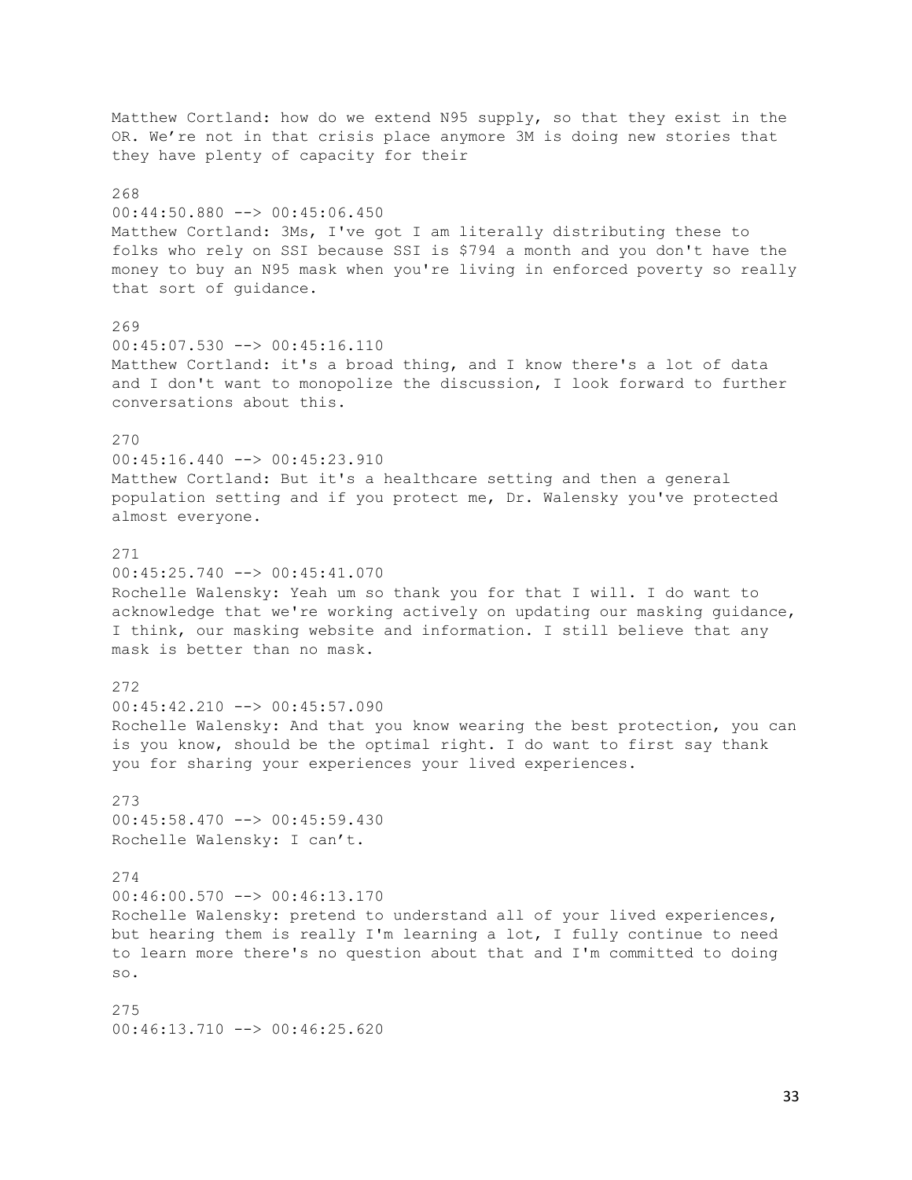Matthew Cortland: how do we extend N95 supply, so that they exist in the OR. We're not in that crisis place anymore 3M is doing new stories that they have plenty of capacity for their

268
00:44:50.880 --> 00:45:06.450
Matthew Cortland: 3Ms, I've got I am literally distributing these to folks who rely on SSI because SSI is $794 a month and you don't have the money to buy an N95 mask when you're living in enforced poverty so really that sort of guidance.

269
00:45:07.530 --> 00:45:16.110
Matthew Cortland: it's a broad thing, and I know there's a lot of data and I don't want to monopolize the discussion, I look forward to further conversations about this.

270
00:45:16.440 --> 00:45:23.910
Matthew Cortland: But it's a healthcare setting and then a general population setting and if you protect me, Dr. Walensky you've protected almost everyone.

271
00:45:25.740 --> 00:45:41.070
Rochelle Walensky: Yeah um so thank you for that I will. I do want to acknowledge that we're working actively on updating our masking guidance, I think, our masking website and information. I still believe that any mask is better than no mask.

272
00:45:42.210 --> 00:45:57.090
Rochelle Walensky: And that you know wearing the best protection, you can is you know, should be the optimal right. I do want to first say thank you for sharing your experiences your lived experiences.

273
00:45:58.470 --> 00:45:59.430
Rochelle Walensky: I can't.

274
00:46:00.570 --> 00:46:13.170
Rochelle Walensky: pretend to understand all of your lived experiences, but hearing them is really I'm learning a lot, I fully continue to need to learn more there's no question about that and I'm committed to doing so.

275
00:46:13.710 --> 00:46:25.620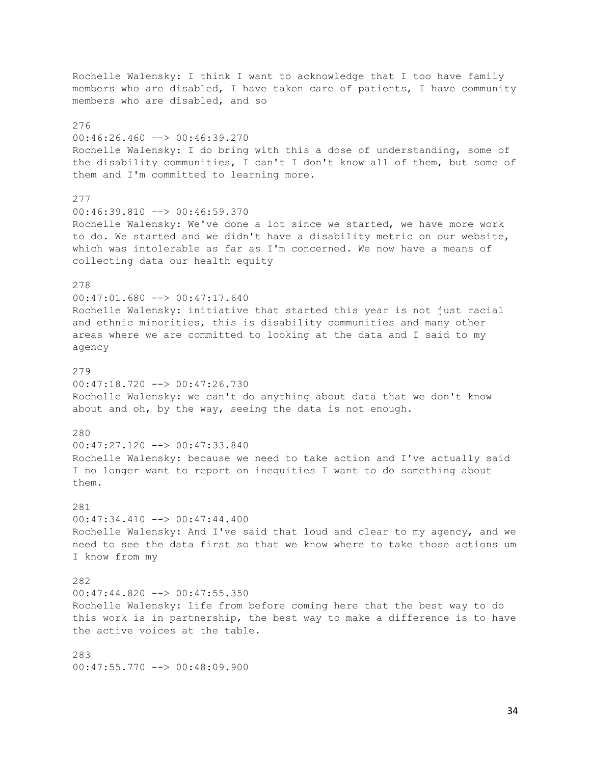Rochelle Walensky: I think I want to acknowledge that I too have family members who are disabled, I have taken care of patients, I have community members who are disabled, and so

276
00:46:26.460 --> 00:46:39.270
Rochelle Walensky: I do bring with this a dose of understanding, some of the disability communities, I can't I don't know all of them, but some of them and I'm committed to learning more.

277
00:46:39.810 --> 00:46:59.370
Rochelle Walensky: We've done a lot since we started, we have more work to do. We started and we didn't have a disability metric on our website, which was intolerable as far as I'm concerned. We now have a means of collecting data our health equity

278
00:47:01.680 --> 00:47:17.640
Rochelle Walensky: initiative that started this year is not just racial and ethnic minorities, this is disability communities and many other areas where we are committed to looking at the data and I said to my agency

279
00:47:18.720 --> 00:47:26.730
Rochelle Walensky: we can't do anything about data that we don't know about and oh, by the way, seeing the data is not enough.

280
00:47:27.120 --> 00:47:33.840
Rochelle Walensky: because we need to take action and I've actually said I no longer want to report on inequities I want to do something about them.

281
00:47:34.410 --> 00:47:44.400
Rochelle Walensky: And I've said that loud and clear to my agency, and we need to see the data first so that we know where to take those actions um I know from my

282
00:47:44.820 --> 00:47:55.350
Rochelle Walensky: life from before coming here that the best way to do this work is in partnership, the best way to make a difference is to have the active voices at the table.

283
00:47:55.770 --> 00:48:09.900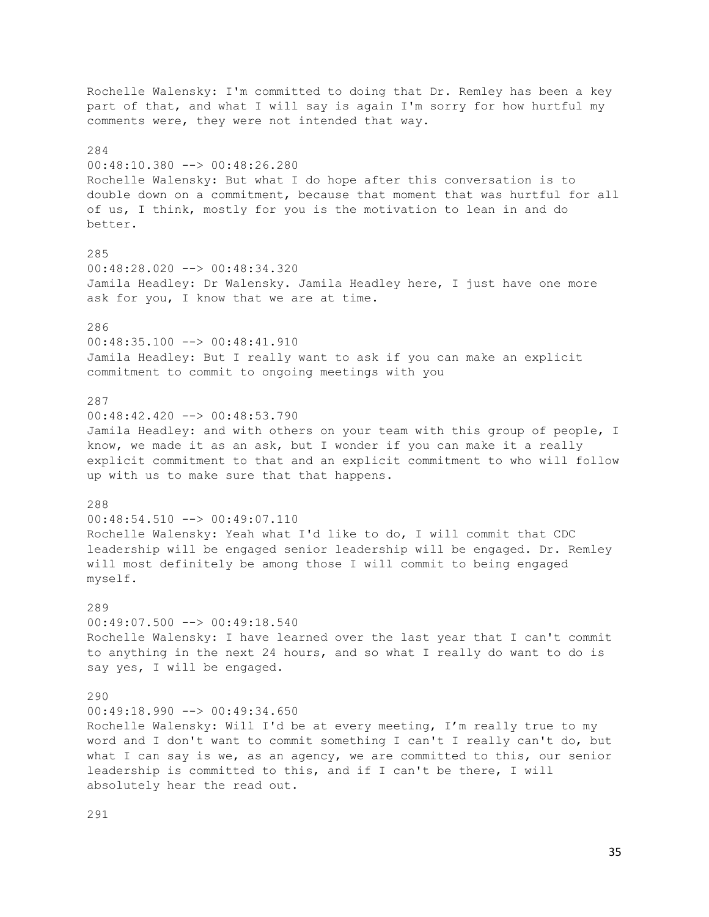Rochelle Walensky: I'm committed to doing that Dr. Remley has been a key part of that, and what I will say is again I'm sorry for how hurtful my comments were, they were not intended that way.

284
00:48:10.380 --> 00:48:26.280
Rochelle Walensky: But what I do hope after this conversation is to double down on a commitment, because that moment that was hurtful for all of us, I think, mostly for you is the motivation to lean in and do better.

285
00:48:28.020 --> 00:48:34.320
Jamila Headley: Dr Walensky. Jamila Headley here, I just have one more ask for you, I know that we are at time.

286
00:48:35.100 --> 00:48:41.910
Jamila Headley: But I really want to ask if you can make an explicit commitment to commit to ongoing meetings with you

287
00:48:42.420 --> 00:48:53.790
Jamila Headley: and with others on your team with this group of people, I know, we made it as an ask, but I wonder if you can make it a really explicit commitment to that and an explicit commitment to who will follow up with us to make sure that that happens.

288
00:48:54.510 --> 00:49:07.110
Rochelle Walensky: Yeah what I'd like to do, I will commit that CDC leadership will be engaged senior leadership will be engaged. Dr. Remley will most definitely be among those I will commit to being engaged myself.

289
00:49:07.500 --> 00:49:18.540
Rochelle Walensky: I have learned over the last year that I can't commit to anything in the next 24 hours, and so what I really do want to do is say yes, I will be engaged.

290
00:49:18.990 --> 00:49:34.650
Rochelle Walensky: Will I'd be at every meeting, I'm really true to my word and I don't want to commit something I can't I really can't do, but what I can say is we, as an agency, we are committed to this, our senior leadership is committed to this, and if I can't be there, I will absolutely hear the read out.

291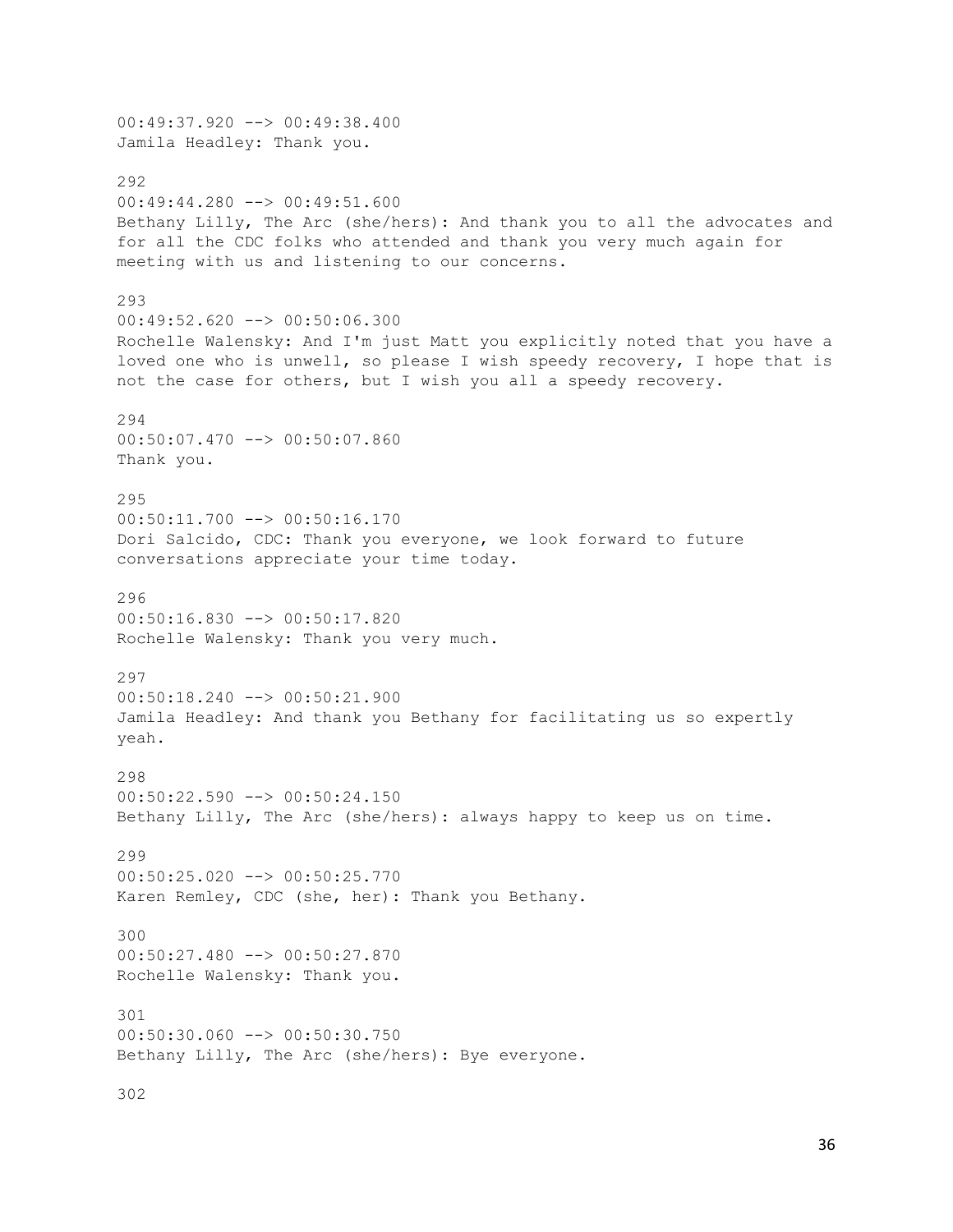00:49:37.920 --> 00:49:38.400
Jamila Headley: Thank you.

292
00:49:44.280 --> 00:49:51.600
Bethany Lilly, The Arc (she/hers): And thank you to all the advocates and for all the CDC folks who attended and thank you very much again for meeting with us and listening to our concerns.

293
00:49:52.620 --> 00:50:06.300
Rochelle Walensky: And I'm just Matt you explicitly noted that you have a loved one who is unwell, so please I wish speedy recovery, I hope that is not the case for others, but I wish you all a speedy recovery.

294
00:50:07.470 --> 00:50:07.860
Thank you.

295
00:50:11.700 --> 00:50:16.170
Dori Salcido, CDC: Thank you everyone, we look forward to future conversations appreciate your time today.

296
00:50:16.830 --> 00:50:17.820
Rochelle Walensky: Thank you very much.

297
00:50:18.240 --> 00:50:21.900
Jamila Headley: And thank you Bethany for facilitating us so expertly yeah.

298
00:50:22.590 --> 00:50:24.150
Bethany Lilly, The Arc (she/hers): always happy to keep us on time.

299
00:50:25.020 --> 00:50:25.770
Karen Remley, CDC (she, her): Thank you Bethany.

300
00:50:27.480 --> 00:50:27.870
Rochelle Walensky: Thank you.

301
00:50:30.060 --> 00:50:30.750
Bethany Lilly, The Arc (she/hers): Bye everyone.

302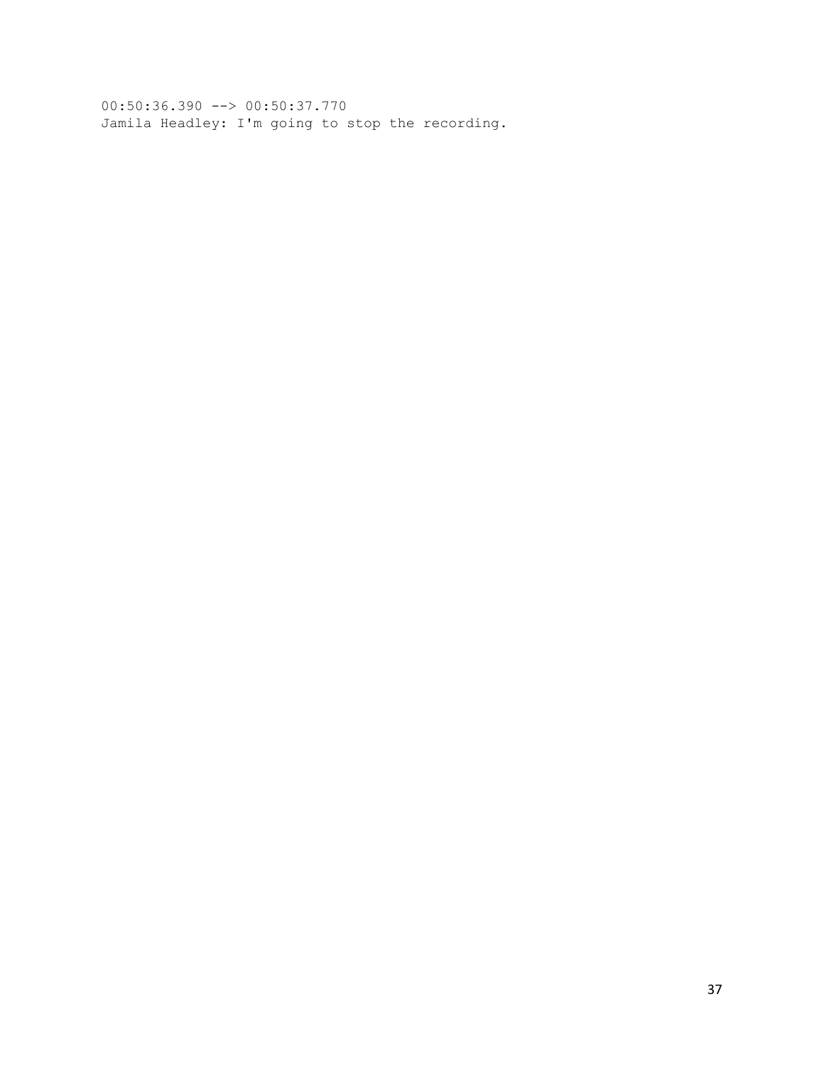00:50:36.390 --> 00:50:37.770
Jamila Headley: I'm going to stop the recording.